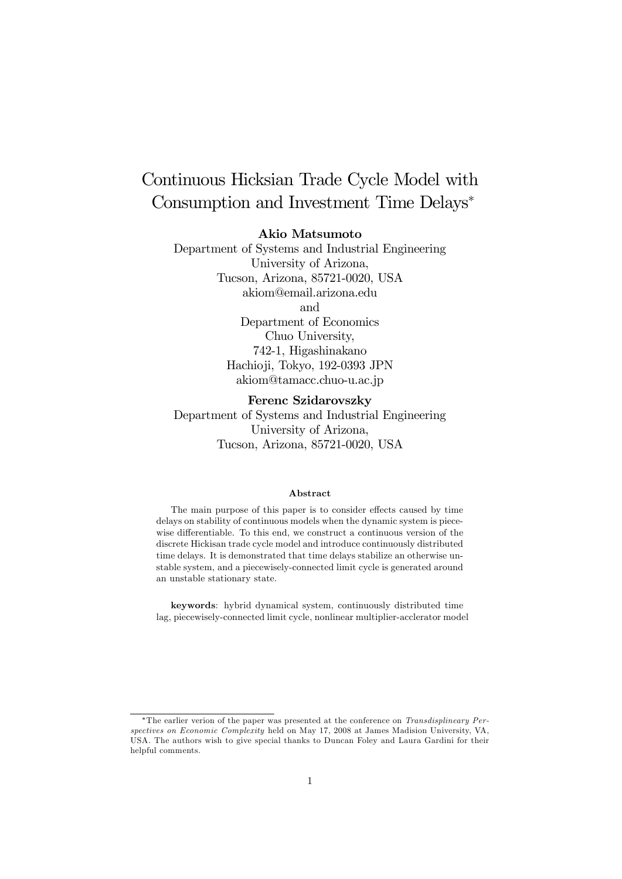# Continuous Hicksian Trade Cycle Model with Consumption and Investment Time Delays*

**Akio Matsumoto**
Department of Systems and Industrial Engineering
University of Arizona,
Tucson, Arizona, 85721-0020, USA
akiom@email.arizona.edu
and
Department of Economics
Chuo University,
742-1, Higashinakano
Hachioji, Tokyo, 192-0393 JPN
akiom@tamacc.chuo-u.ac.jp

**Ferenc Szidarovszky**
Department of Systems and Industrial Engineering
University of Arizona,
Tucson, Arizona, 85721-0020, USA

### Abstract

The main purpose of this paper is to consider effects caused by time delays on stability of continuous models when the dynamic system is piecewise differentiable. To this end, we construct a continuous version of the discrete Hickisan trade cycle model and introduce continuously distributed time delays. It is demonstrated that time delays stabilize an otherwise unstable system, and a piecewisely-connected limit cycle is generated around an unstable stationary state.

**keywords**: hybrid dynamical system, continuously distributed time lag, piecewisely-connected limit cycle, nonlinear multiplier-acclerator model

---

*The earlier verion of the paper was presented at the conference on *Transdisplineary Perspectives on Economic Complexity* held on May 17, 2008 at James Madision University, VA, USA. The authors wish to give special thanks to Duncan Foley and Laura Gardini for their helpful comments.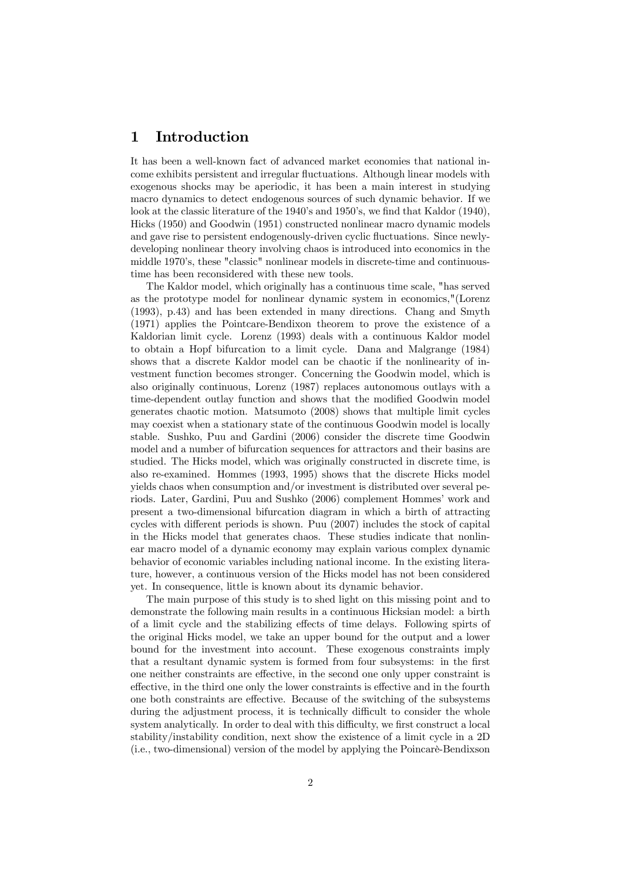# 1 Introduction

It has been a well-known fact of advanced market economies that national income exhibits persistent and irregular fluctuations. Although linear models with exogenous shocks may be aperiodic, it has been a main interest in studying macro dynamics to detect endogenous sources of such dynamic behavior. If we look at the classic literature of the 1940's and 1950's, we find that Kaldor (1940), Hicks (1950) and Goodwin (1951) constructed nonlinear macro dynamic models and gave rise to persistent endogenously-driven cyclic fluctuations. Since newly-developing nonlinear theory involving chaos is introduced into economics in the middle 1970's, these "classic" nonlinear models in discrete-time and continuous-time has been reconsidered with these new tools.

The Kaldor model, which originally has a continuous time scale, "has served as the prototype model for nonlinear dynamic system in economics,"(Lorenz (1993), p.43) and has been extended in many directions. Chang and Smyth (1971) applies the Pointcare-Bendixon theorem to prove the existence of a Kaldorian limit cycle. Lorenz (1993) deals with a continuous Kaldor model to obtain a Hopf bifurcation to a limit cycle. Dana and Malgrange (1984) shows that a discrete Kaldor model can be chaotic if the nonlinearity of investment function becomes stronger. Concerning the Goodwin model, which is also originally continuous, Lorenz (1987) replaces autonomous outlays with a time-dependent outlay function and shows that the modified Goodwin model generates chaotic motion. Matsumoto (2008) shows that multiple limit cycles may coexist when a stationary state of the continuous Goodwin model is locally stable. Sushko, Puu and Gardini (2006) consider the discrete time Goodwin model and a number of bifurcation sequences for attractors and their basins are studied. The Hicks model, which was originally constructed in discrete time, is also re-examined. Hommes (1993, 1995) shows that the discrete Hicks model yields chaos when consumption and/or investment is distributed over several periods. Later, Gardini, Puu and Sushko (2006) complement Hommes' work and present a two-dimensional bifurcation diagram in which a birth of attracting cycles with different periods is shown. Puu (2007) includes the stock of capital in the Hicks model that generates chaos. These studies indicate that nonlinear macro model of a dynamic economy may explain various complex dynamic behavior of economic variables including national income. In the existing literature, however, a continuous version of the Hicks model has not been considered yet. In consequence, little is known about its dynamic behavior.

The main purpose of this study is to shed light on this missing point and to demonstrate the following main results in a continuous Hicksian model: a birth of a limit cycle and the stabilizing effects of time delays. Following spirts of the original Hicks model, we take an upper bound for the output and a lower bound for the investment into account. These exogenous constraints imply that a resultant dynamic system is formed from four subsystems: in the first one neither constraints are effective, in the second one only upper constraint is effective, in the third one only the lower constraints is effective and in the fourth one both constraints are effective. Because of the switching of the subsystems during the adjustment process, it is technically difficult to consider the whole system analytically. In order to deal with this difficulty, we first construct a local stability/instability condition, next show the existence of a limit cycle in a 2D (i.e., two-dimensional) version of the model by applying the Poincarè-Bendixson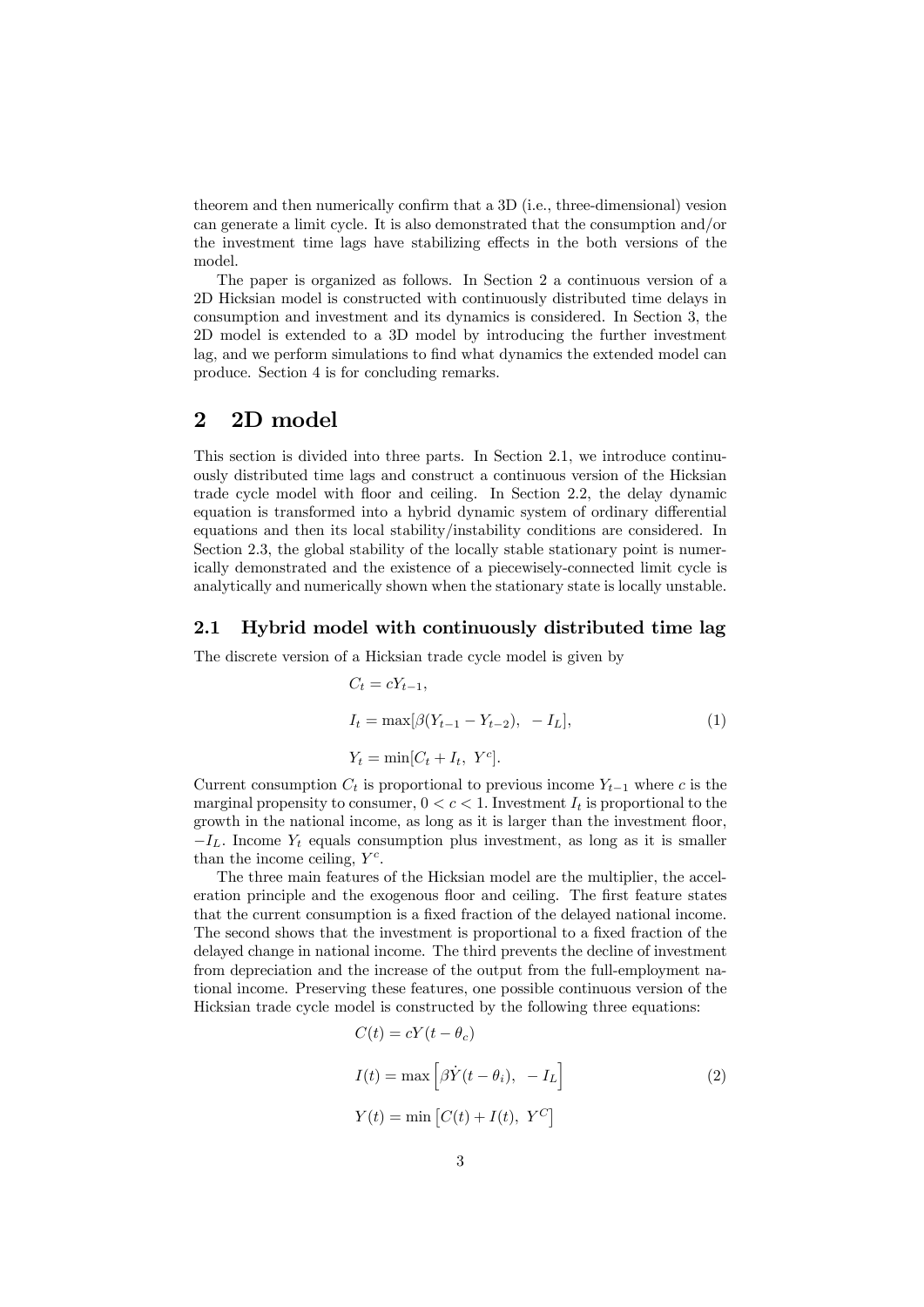theorem and then numerically confirm that a 3D (i.e., three-dimensional) vesion can generate a limit cycle. It is also demonstrated that the consumption and/or the investment time lags have stabilizing effects in the both versions of the model.

The paper is organized as follows. In Section 2 a continuous version of a 2D Hicksian model is constructed with continuously distributed time delays in consumption and investment and its dynamics is considered. In Section 3, the 2D model is extended to a 3D model by introducing the further investment lag, and we perform simulations to find what dynamics the extended model can produce. Section 4 is for concluding remarks.

## 2 2D model

This section is divided into three parts. In Section 2.1, we introduce continuously distributed time lags and construct a continuous version of the Hicksian trade cycle model with floor and ceiling. In Section 2.2, the delay dynamic equation is transformed into a hybrid dynamic system of ordinary differential equations and then its local stability/instability conditions are considered. In Section 2.3, the global stability of the locally stable stationary point is numerically demonstrated and the existence of a piecewisely-connected limit cycle is analytically and numerically shown when the stationary state is locally unstable.

### 2.1 Hybrid model with continuously distributed time lag

The discrete version of a Hicksian trade cycle model is given by

$$
\begin{aligned}
C_t &= cY_{t-1}, \\
I_t &= \max[\beta(Y_{t-1} - Y_{t-2}), \ -I_L], \\
Y_t &= \min[C_t + I_t, \ Y^c].
\end{aligned}
\tag{1}
$$

Current consumption $C_t$ is proportional to previous income $Y_{t-1}$ where $c$ is the marginal propensity to consumer, $0 < c < 1$. Investment $I_t$ is proportional to the growth in the national income, as long as it is larger than the investment floor, $-I_L$. Income $Y_t$ equals consumption plus investment, as long as it is smaller than the income ceiling, $Y^c$.

The three main features of the Hicksian model are the multiplier, the acceleration principle and the exogenous floor and ceiling. The first feature states that the current consumption is a fixed fraction of the delayed national income. The second shows that the investment is proportional to a fixed fraction of the delayed change in national income. The third prevents the decline of investment from depreciation and the increase of the output from the full-employment national income. Preserving these features, one possible continuous version of the Hicksian trade cycle model is constructed by the following three equations:

$$
\begin{aligned}
C(t) &= cY(t - \theta_c) \\
I(t) &= \max\left[\beta\dot{Y}(t - \theta_i), \ -I_L\right] \\
Y(t) &= \min\left[C(t) + I(t), \ Y^C\right]
\end{aligned}
\tag{2}
$$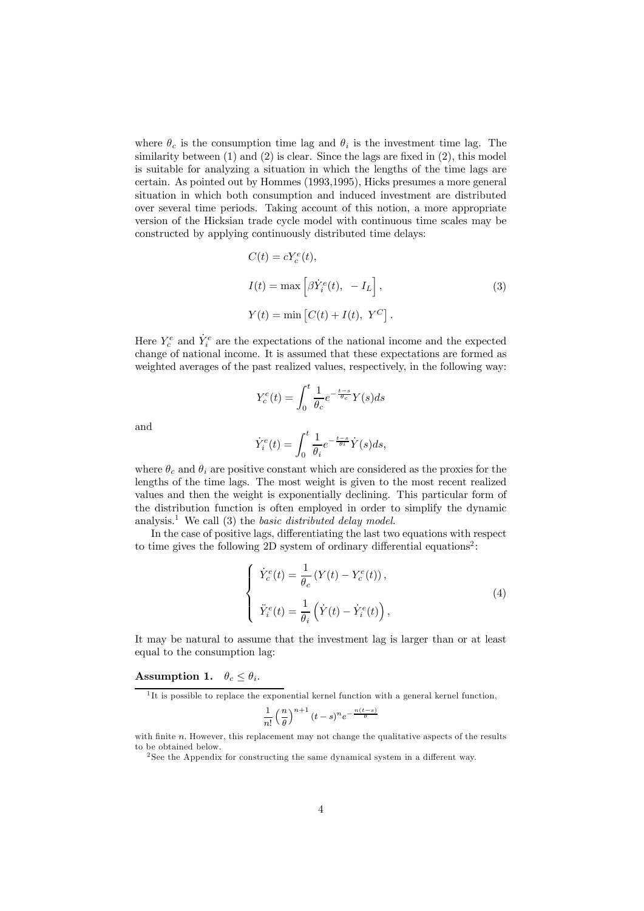where $\theta_c$ is the consumption time lag and $\theta_i$ is the investment time lag. The similarity between (1) and (2) is clear. Since the lags are fixed in (2), this model is suitable for analyzing a situation in which the lengths of the time lags are certain. As pointed out by Hommes (1993,1995), Hicks presumes a more general situation in which both consumption and induced investment are distributed over several time periods. Taking account of this notion, a more appropriate version of the Hicksian trade cycle model with continuous time scales may be constructed by applying continuously distributed time delays:

$$
\begin{aligned}
C(t) &= cY_c^e(t), \\
I(t) &= \max\left[\beta \dot{Y}_i^e(t),\ -I_L\right], \\
Y(t) &= \min\left[C(t) + I(t),\ Y^C\right].
\end{aligned}
\tag{3}
$$

Here $Y_c^e$ and $\dot{Y}_i^e$ are the expectations of the national income and the expected change of national income. It is assumed that these expectations are formed as weighted averages of the past realized values, respectively, in the following way:

$$
Y_c^e(t) = \int_0^t \frac{1}{\theta_c} e^{-\frac{t-s}{\theta_c}} Y(s) ds
$$

and

$$
\dot{Y}_i^e(t) = \int_0^t \frac{1}{\theta_i} e^{-\frac{t-s}{\theta_i}} \dot{Y}(s) ds,
$$

where $\theta_c$ and $\theta_i$ are positive constant which are considered as the proxies for the lengths of the time lags. The most weight is given to the most recent realized values and then the weight is exponentially declining. This particular form of the distribution function is often employed in order to simplify the dynamic analysis.[1] We call (3) the *basic distributed delay model*.

In the case of positive lags, differentiating the last two equations with respect to time gives the following 2D system of ordinary differential equations[2]:

$$
\begin{cases}
\dot{Y}_c^e(t) = \dfrac{1}{\theta_c}\left(Y(t) - Y_c^e(t)\right), \\[2ex]
\ddot{Y}_i^e(t) = \dfrac{1}{\theta_i}\left(\dot{Y}(t) - \dot{Y}_i^e(t)\right),
\end{cases}
\tag{4}
$$

It may be natural to assume that the investment lag is larger than or at least equal to the consumption lag:

**Assumption 1.** $\theta_c \leq \theta_i$.

---

[1] It is possible to replace the exponential kernel function with a general kernel function,

$$
\frac{1}{n!}\left(\frac{n}{\theta}\right)^{n+1}(t-s)^n e^{-\frac{n(t-s)}{\theta}}
$$

with finite $n$. However, this replacement may not change the qualitative aspects of the results to be obtained below.

[2] See the Appendix for constructing the same dynamical system in a different way.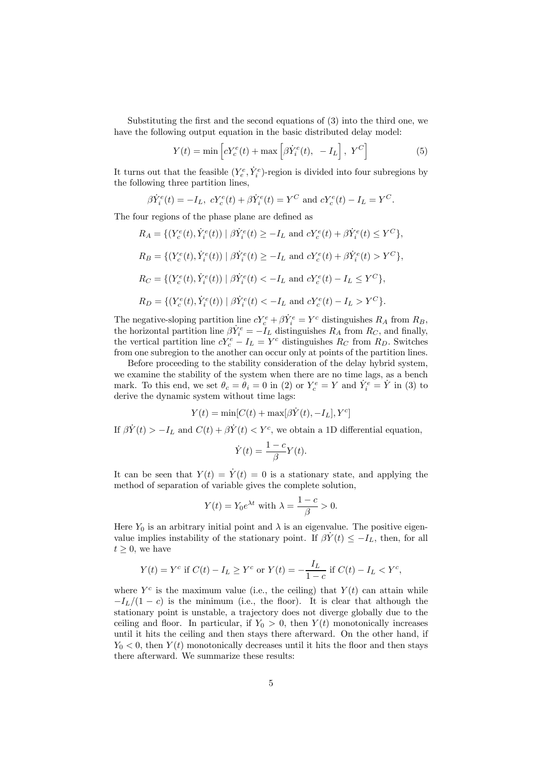Substituting the first and the second equations of (3) into the third one, we have the following output equation in the basic distributed delay model:

$$Y(t) = \min\left[cY_c^e(t) + \max\left[\beta\dot{Y}_i^e(t),\ -I_L\right],\ Y^C\right] \tag{5}$$

It turns out that the feasible $(Y_c^e, \dot{Y}_i^e)$-region is divided into four subregions by the following three partition lines,

$$\beta\dot{Y}_i^e(t) = -I_L,\ cY_c^e(t) + \beta\dot{Y}_i^e(t) = Y^C \text{ and } cY_c^e(t) - I_L = Y^C.$$

The four regions of the phase plane are defined as

$$R_A = \{(Y_c^e(t), \dot{Y}_i^e(t)) \mid \beta\dot{Y}_i^e(t) \geq -I_L \text{ and } cY_c^e(t) + \beta\dot{Y}_i^e(t) \leq Y^C\},$$

$$R_B = \{(Y_c^e(t), \dot{Y}_i^e(t)) \mid \beta\dot{Y}_i^e(t) \geq -I_L \text{ and } cY_c^e(t) + \beta\dot{Y}_i^e(t) > Y^C\},$$

$$R_C = \{(Y_c^e(t), \dot{Y}_i^e(t)) \mid \beta\dot{Y}_i^e(t) < -I_L \text{ and } cY_c^e(t) - I_L \leq Y^C\},$$

$$R_D = \{(Y_c^e(t), \dot{Y}_i^e(t)) \mid \beta\dot{Y}_i^e(t) < -I_L \text{ and } cY_c^e(t) - I_L > Y^C\}.$$

The negative-sloping partition line $cY_c^e + \beta\dot{Y}_i^e = Y^c$ distinguishes $R_A$ from $R_B$, the horizontal partition line $\beta\dot{Y}_i^e = -I_L$ distinguishes $R_A$ from $R_C$, and finally, the vertical partition line $cY_c^e - I_L = Y^c$ distinguishes $R_C$ from $R_D$. Switches from one subregion to the another can occur only at points of the partition lines.

Before proceeding to the stability consideration of the delay hybrid system, we examine the stability of the system when there are no time lags, as a bench mark. To this end, we set $\theta_c = \theta_i = 0$ in (2) or $Y_c^e = Y$ and $\dot{Y}_i^e = \dot{Y}$ in (3) to derive the dynamic system without time lags:

$$Y(t) = \min[C(t) + \max[\beta\dot{Y}(t), -I_L], Y^c]$$

If $\beta\dot{Y}(t) > -I_L$ and $C(t) + \beta\dot{Y}(t) < Y^c$, we obtain a 1D differential equation,

$$\dot{Y}(t) = \frac{1-c}{\beta}Y(t).$$

It can be seen that $Y(t) = \dot{Y}(t) = 0$ is a stationary state, and applying the method of separation of variable gives the complete solution,

$$Y(t) = Y_0 e^{\lambda t} \text{ with } \lambda = \frac{1-c}{\beta} > 0.$$

Here $Y_0$ is an arbitrary initial point and $\lambda$ is an eigenvalue. The positive eigenvalue implies instability of the stationary point. If $\beta\dot{Y}(t) \leq -I_L$, then, for all $t \geq 0$, we have

$$Y(t) = Y^c \text{ if } C(t) - I_L \geq Y^c \text{ or } Y(t) = -\frac{I_L}{1-c} \text{ if } C(t) - I_L < Y^c,$$

where $Y^c$ is the maximum value (i.e., the ceiling) that $Y(t)$ can attain while $-I_L/(1-c)$ is the minimum (i.e., the floor). It is clear that although the stationary point is unstable, a trajectory does not diverge globally due to the ceiling and floor. In particular, if $Y_0 > 0$, then $Y(t)$ monotonically increases until it hits the ceiling and then stays there afterward. On the other hand, if $Y_0 < 0$, then $Y(t)$ monotonically decreases until it hits the floor and then stays there afterward. We summarize these results: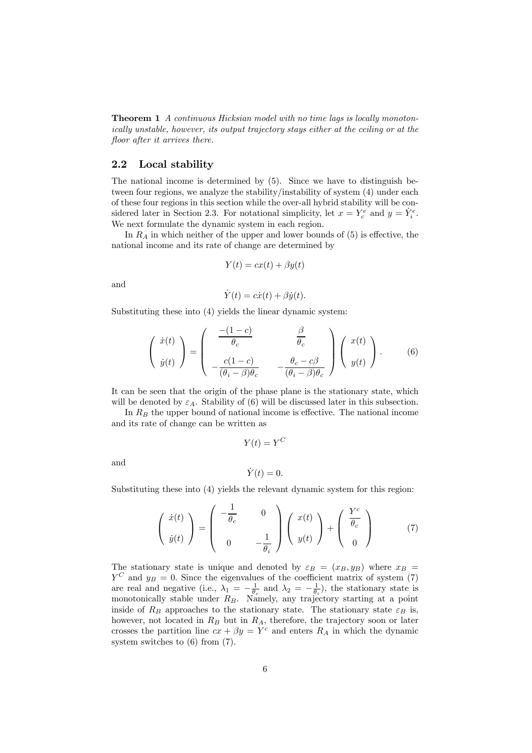**Theorem 1** *A continuous Hicksian model with no time lags is locally monotonically unstable, however, its output trajectory stays either at the ceiling or at the floor after it arrives there.*

## 2.2 Local stability

The national income is determined by (5). Since we have to distinguish between four regions, we analyze the stability/instability of system (4) under each of these four regions in this section while the over-all hybrid stability will be considered later in Section 2.3. For notational simplicity, let $x = Y_c^e$ and $y = \dot{Y}_i^e$. We next formulate the dynamic system in each region.

In $R_A$ in which neither of the upper and lower bounds of (5) is effective, the national income and its rate of change are determined by

$$Y(t) = cx(t) + \beta y(t)$$

and

$$\dot{Y}(t) = c\dot{x}(t) + \beta\dot{y}(t).$$

Substituting these into (4) yields the linear dynamic system:

$$\begin{pmatrix} \dot{x}(t) \\ \dot{y}(t) \end{pmatrix} = \begin{pmatrix} \dfrac{-(1-c)}{\theta_c} & \dfrac{\beta}{\theta_c} \\ -\dfrac{c(1-c)}{(\theta_i - \beta)\theta_c} & -\dfrac{\theta_c - c\beta}{(\theta_i - \beta)\theta_c} \end{pmatrix} \begin{pmatrix} x(t) \\ y(t) \end{pmatrix}. \tag{6}$$

It can be seen that the origin of the phase plane is the stationary state, which will be denoted by $\varepsilon_A$. Stability of (6) will be discussed later in this subsection.

In $R_B$ the upper bound of national income is effective. The national income and its rate of change can be written as

$$Y(t) = Y^C$$

and

$$\dot{Y}(t) = 0.$$

Substituting these into (4) yields the relevant dynamic system for this region:

$$\begin{pmatrix} \dot{x}(t) \\ \dot{y}(t) \end{pmatrix} = \begin{pmatrix} -\dfrac{1}{\theta_c} & 0 \\ 0 & -\dfrac{1}{\theta_i} \end{pmatrix} \begin{pmatrix} x(t) \\ y(t) \end{pmatrix} + \begin{pmatrix} \dfrac{Y^c}{\theta_c} \\ 0 \end{pmatrix} \tag{7}$$

The stationary state is unique and denoted by $\varepsilon_B = (x_B, y_B)$ where $x_B = Y^C$ and $y_B = 0$. Since the eigenvalues of the coefficient matrix of system (7) are real and negative (i.e., $\lambda_1 = -\frac{1}{\theta_c}$ and $\lambda_2 = -\frac{1}{\theta_i}$), the stationary state is monotonically stable under $R_B$. Namely, any trajectory starting at a point inside of $R_B$ approaches to the stationary state. The stationary state $\varepsilon_B$ is, however, not located in $R_B$ but in $R_A$, therefore, the trajectory soon or later crosses the partition line $cx + \beta y = Y^c$ and enters $R_A$ in which the dynamic system switches to (6) from (7).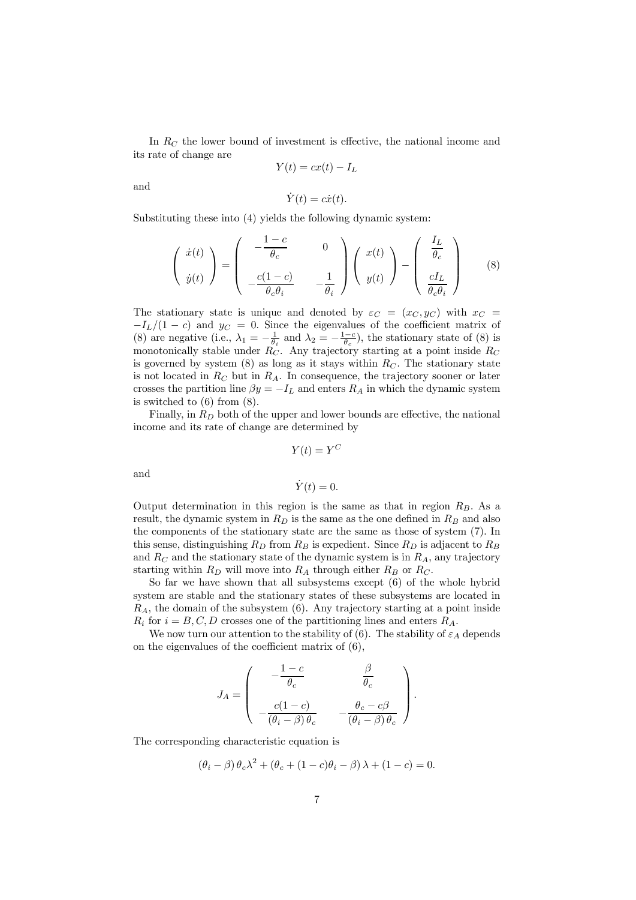In $R_C$ the lower bound of investment is effective, the national income and its rate of change are

$$Y(t) = cx(t) - I_L$$

and

$$\dot{Y}(t) = c\dot{x}(t).$$

Substituting these into (4) yields the following dynamic system:

$$\begin{pmatrix} \dot{x}(t) \\ \\ \dot{y}(t) \end{pmatrix} = \begin{pmatrix} -\dfrac{1-c}{\theta_c} & 0 \\ \\ -\dfrac{c(1-c)}{\theta_c \theta_i} & -\dfrac{1}{\theta_i} \end{pmatrix} \begin{pmatrix} x(t) \\ \\ y(t) \end{pmatrix} - \begin{pmatrix} \dfrac{I_L}{\theta_c} \\ \\ \dfrac{cI_L}{\theta_c \theta_i} \end{pmatrix} \tag{8}$$

The stationary state is unique and denoted by $\varepsilon_C = (x_C, y_C)$ with $x_C = -I_L/(1-c)$ and $y_C = 0$. Since the eigenvalues of the coefficient matrix of (8) are negative (i.e., $\lambda_1 = -\frac{1}{\theta_i}$ and $\lambda_2 = -\frac{1-c}{\theta_c}$), the stationary state of (8) is monotonically stable under $R_C$. Any trajectory starting at a point inside $R_C$ is governed by system (8) as long as it stays within $R_C$. The stationary state is not located in $R_C$ but in $R_A$. In consequence, the trajectory sooner or later crosses the partition line $\beta y = -I_L$ and enters $R_A$ in which the dynamic system is switched to (6) from (8).

Finally, in $R_D$ both of the upper and lower bounds are effective, the national income and its rate of change are determined by

$$Y(t) = Y^C$$

and

$$\dot{Y}(t) = 0.$$

Output determination in this region is the same as that in region $R_B$. As a result, the dynamic system in $R_D$ is the same as the one defined in $R_B$ and also the components of the stationary state are the same as those of system (7). In this sense, distinguishing $R_D$ from $R_B$ is expedient. Since $R_D$ is adjacent to $R_B$ and $R_C$ and the stationary state of the dynamic system is in $R_A$, any trajectory starting within $R_D$ will move into $R_A$ through either $R_B$ or $R_C$.

So far we have shown that all subsystems except (6) of the whole hybrid system are stable and the stationary states of these subsystems are located in $R_A$, the domain of the subsystem (6). Any trajectory starting at a point inside $R_i$ for $i = B, C, D$ crosses one of the partitioning lines and enters $R_A$.

We now turn our attention to the stability of (6). The stability of $\varepsilon_A$ depends on the eigenvalues of the coefficient matrix of (6),

$$J_A = \begin{pmatrix} -\dfrac{1-c}{\theta_c} & \dfrac{\beta}{\theta_c} \\ \\ -\dfrac{c(1-c)}{(\theta_i - \beta)\,\theta_c} & -\dfrac{\theta_c - c\beta}{(\theta_i - \beta)\,\theta_c} \end{pmatrix}.$$

The corresponding characteristic equation is

$$(\theta_i - \beta)\,\theta_c \lambda^2 + (\theta_c + (1-c)\theta_i - \beta)\,\lambda + (1-c) = 0.$$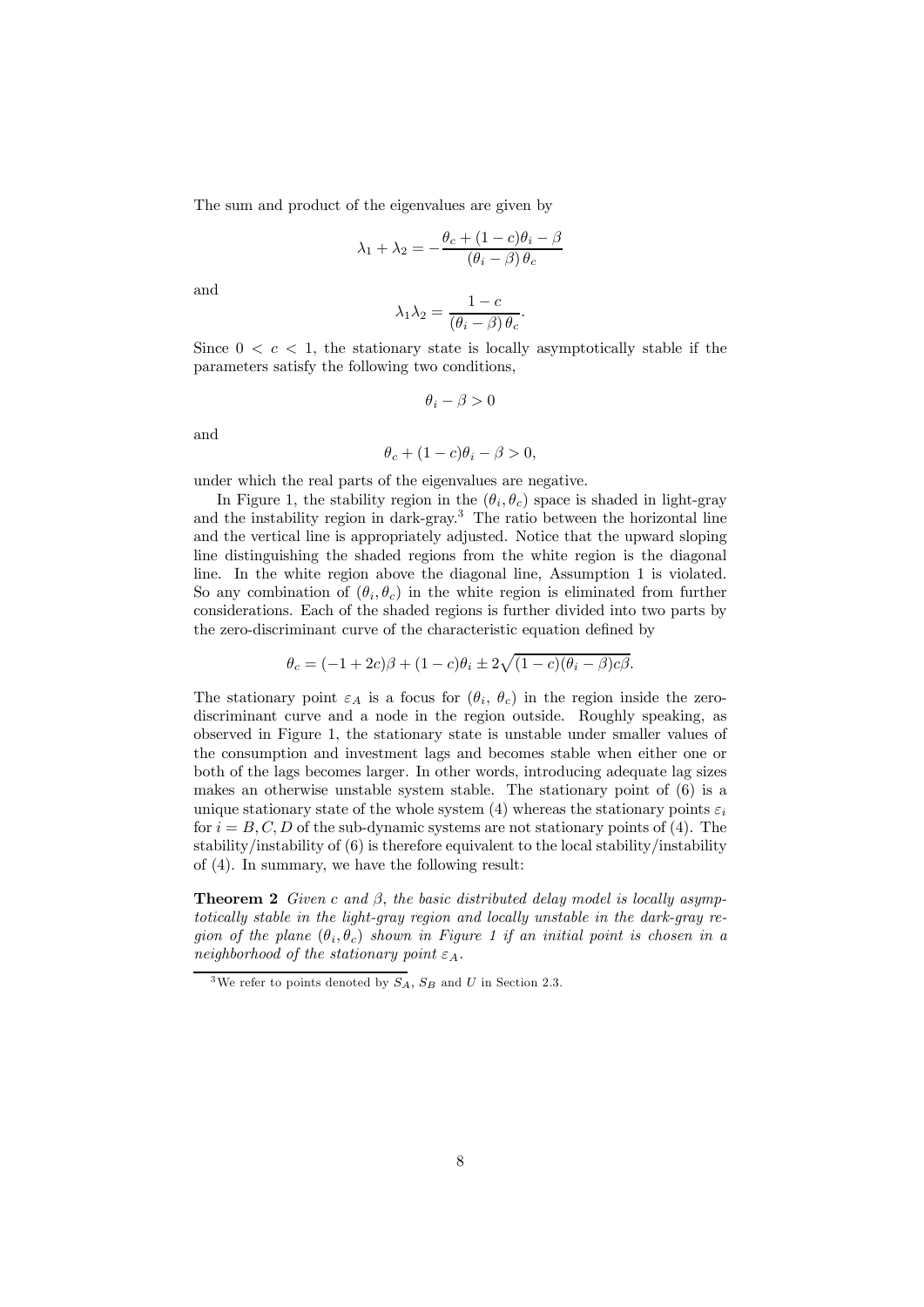The sum and product of the eigenvalues are given by

$$\lambda_1 + \lambda_2 = -\frac{\theta_c + (1-c)\theta_i - \beta}{(\theta_i - \beta)\,\theta_c}$$

and

$$\lambda_1 \lambda_2 = \frac{1-c}{(\theta_i - \beta)\,\theta_c}.$$

Since $0 < c < 1$, the stationary state is locally asymptotically stable if the parameters satisfy the following two conditions,

$$\theta_i - \beta > 0$$

and

$$\theta_c + (1-c)\theta_i - \beta > 0,$$

under which the real parts of the eigenvalues are negative.

In Figure 1, the stability region in the $(\theta_i, \theta_c)$ space is shaded in light-gray and the instability region in dark-gray.[3] The ratio between the horizontal line and the vertical line is appropriately adjusted. Notice that the upward sloping line distinguishing the shaded regions from the white region is the diagonal line. In the white region above the diagonal line, Assumption 1 is violated. So any combination of $(\theta_i, \theta_c)$ in the white region is eliminated from further considerations. Each of the shaded regions is further divided into two parts by the zero-discriminant curve of the characteristic equation defined by

$$\theta_c = (-1 + 2c)\beta + (1-c)\theta_i \pm 2\sqrt{(1-c)(\theta_i - \beta)c\beta}.$$

The stationary point $\varepsilon_A$ is a focus for $(\theta_i,\, \theta_c)$ in the region inside the zero-discriminant curve and a node in the region outside. Roughly speaking, as observed in Figure 1, the stationary state is unstable under smaller values of the consumption and investment lags and becomes stable when either one or both of the lags becomes larger. In other words, introducing adequate lag sizes makes an otherwise unstable system stable. The stationary point of (6) is a unique stationary state of the whole system (4) whereas the stationary points $\varepsilon_i$ for $i = B, C, D$ of the sub-dynamic systems are not stationary points of (4). The stability/instability of (6) is therefore equivalent to the local stability/instability of (4). In summary, we have the following result:

**Theorem 2** *Given $c$ and $\beta$, the basic distributed delay model is locally asymptotically stable in the light-gray region and locally unstable in the dark-gray region of the plane $(\theta_i, \theta_c)$ shown in Figure 1 if an initial point is chosen in a neighborhood of the stationary point $\varepsilon_A$.*

[3] We refer to points denoted by $S_A$, $S_B$ and $U$ in Section 2.3.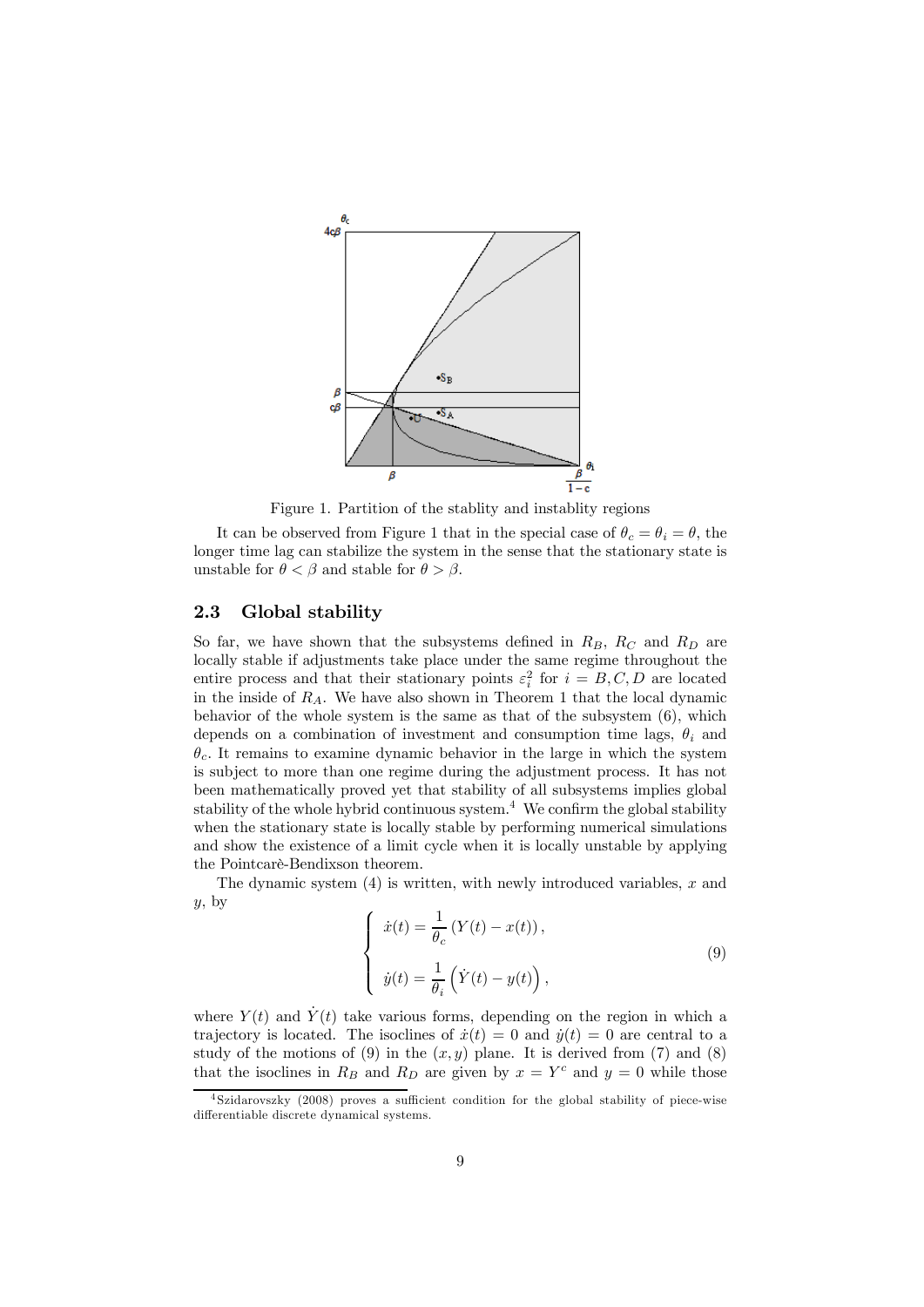Figure 1. Partition of the stablity and instablity regions

It can be observed from Figure 1 that in the special case of $\theta_c = \theta_i = \theta$, the longer time lag can stabilize the system in the sense that the stationary state is unstable for $\theta < \beta$ and stable for $\theta > \beta$.

## 2.3 Global stability

So far, we have shown that the subsystems defined in $R_B$, $R_C$ and $R_D$ are locally stable if adjustments take place under the same regime throughout the entire process and that their stationary points $\varepsilon_i^2$ for $i = B, C, D$ are located in the inside of $R_A$. We have also shown in Theorem 1 that the local dynamic behavior of the whole system is the same as that of the subsystem (6), which depends on a combination of investment and consumption time lags, $\theta_i$ and $\theta_c$. It remains to examine dynamic behavior in the large in which the system is subject to more than one regime during the adjustment process. It has not been mathematically proved yet that stability of all subsystems implies global stability of the whole hybrid continuous system.[4] We confirm the global stability when the stationary state is locally stable by performing numerical simulations and show the existence of a limit cycle when it is locally unstable by applying the Pointcarè-Bendixson theorem.

The dynamic system (4) is written, with newly introduced variables, $x$ and $y$, by

$$
\left\{
\begin{array}{l}
\dot{x}(t) = \dfrac{1}{\theta_c}\left(Y(t) - x(t)\right), \\[2ex]
\dot{y}(t) = \dfrac{1}{\theta_i}\left(\dot{Y}(t) - y(t)\right),
\end{array}
\right.
\tag{9}
$$

where $Y(t)$ and $\dot{Y}(t)$ take various forms, depending on the region in which a trajectory is located. The isoclines of $\dot{x}(t) = 0$ and $\dot{y}(t) = 0$ are central to a study of the motions of (9) in the $(x, y)$ plane. It is derived from (7) and (8) that the isoclines in $R_B$ and $R_D$ are given by $x = Y^c$ and $y = 0$ while those

[4] Szidarovszky (2008) proves a sufficient condition for the global stability of piece-wise differentiable discrete dynamical systems.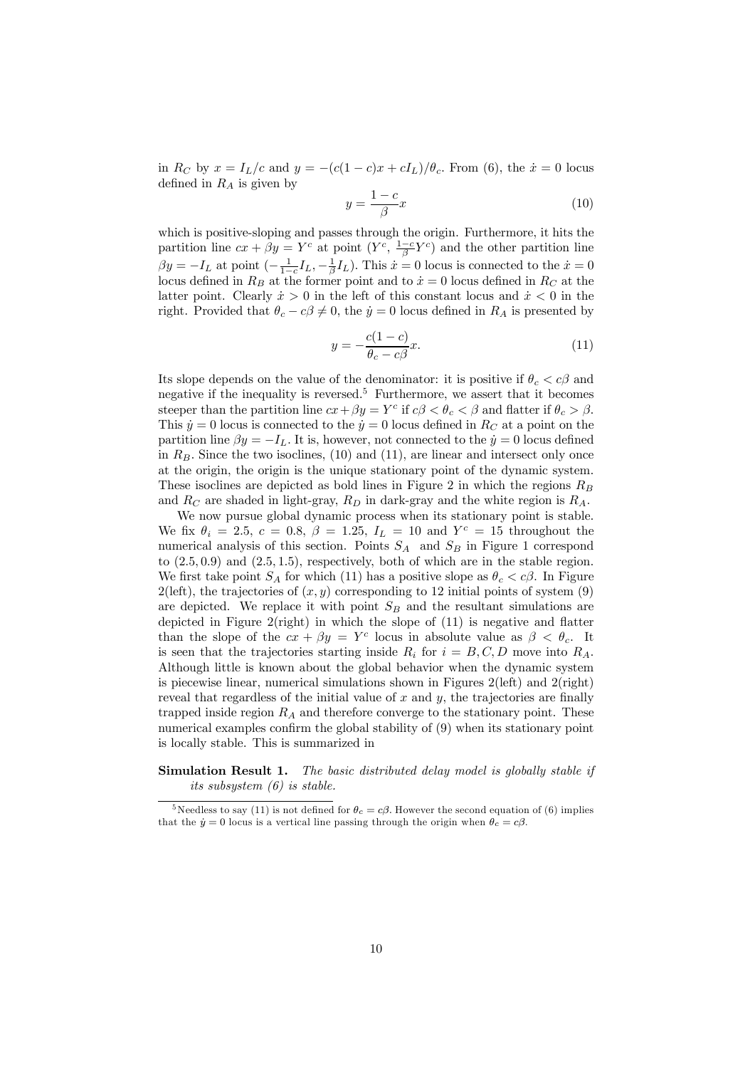in $R_C$ by $x = I_L/c$ and $y = -(c(1-c)x + cI_L)/\theta_c$. From (6), the $\dot{x} = 0$ locus defined in $R_A$ is given by

$$y = \frac{1-c}{\beta}x \tag{10}$$

which is positive-sloping and passes through the origin. Furthermore, it hits the partition line $cx + \beta y = Y^c$ at point $(Y^c, \frac{1-c}{\beta}Y^c)$ and the other partition line $\beta y = -I_L$ at point $(-\frac{1}{1-c}I_L, -\frac{1}{\beta}I_L)$. This $\dot{x} = 0$ locus is connected to the $\dot{x} = 0$ locus defined in $R_B$ at the former point and to $\dot{x} = 0$ locus defined in $R_C$ at the latter point. Clearly $\dot{x} > 0$ in the left of this constant locus and $\dot{x} < 0$ in the right. Provided that $\theta_c - c\beta \neq 0$, the $\dot{y} = 0$ locus defined in $R_A$ is presented by

$$y = -\frac{c(1-c)}{\theta_c - c\beta}x. \tag{11}$$

Its slope depends on the value of the denominator: it is positive if $\theta_c < c\beta$ and negative if the inequality is reversed.[5] Furthermore, we assert that it becomes steeper than the partition line $cx + \beta y = Y^c$ if $c\beta < \theta_c < \beta$ and flatter if $\theta_c > \beta$. This $\dot{y} = 0$ locus is connected to the $\dot{y} = 0$ locus defined in $R_C$ at a point on the partition line $\beta y = -I_L$. It is, however, not connected to the $\dot{y} = 0$ locus defined in $R_B$. Since the two isoclines, (10) and (11), are linear and intersect only once at the origin, the origin is the unique stationary point of the dynamic system. These isoclines are depicted as bold lines in Figure 2 in which the regions $R_B$ and $R_C$ are shaded in light-gray, $R_D$ in dark-gray and the white region is $R_A$.

We now pursue global dynamic process when its stationary point is stable. We fix $\theta_i = 2.5$, $c = 0.8$, $\beta = 1.25$, $I_L = 10$ and $Y^c = 15$ throughout the numerical analysis of this section. Points $S_A$ and $S_B$ in Figure 1 correspond to $(2.5, 0.9)$ and $(2.5, 1.5)$, respectively, both of which are in the stable region. We first take point $S_A$ for which (11) has a positive slope as $\theta_c < c\beta$. In Figure 2(left), the trajectories of $(x, y)$ corresponding to 12 initial points of system (9) are depicted. We replace it with point $S_B$ and the resultant simulations are depicted in Figure 2(right) in which the slope of (11) is negative and flatter than the slope of the $cx + \beta y = Y^c$ locus in absolute value as $\beta < \theta_c$. It is seen that the trajectories starting inside $R_i$ for $i = B, C, D$ move into $R_A$. Although little is known about the global behavior when the dynamic system is piecewise linear, numerical simulations shown in Figures 2(left) and 2(right) reveal that regardless of the initial value of $x$ and $y$, the trajectories are finally trapped inside region $R_A$ and therefore converge to the stationary point. These numerical examples confirm the global stability of (9) when its stationary point is locally stable. This is summarized in

**Simulation Result 1.** *The basic distributed delay model is globally stable if its subsystem (6) is stable.*

[5] Needless to say (11) is not defined for $\theta_c = c\beta$. However the second equation of (6) implies that the $\dot{y} = 0$ locus is a vertical line passing through the origin when $\theta_c = c\beta$.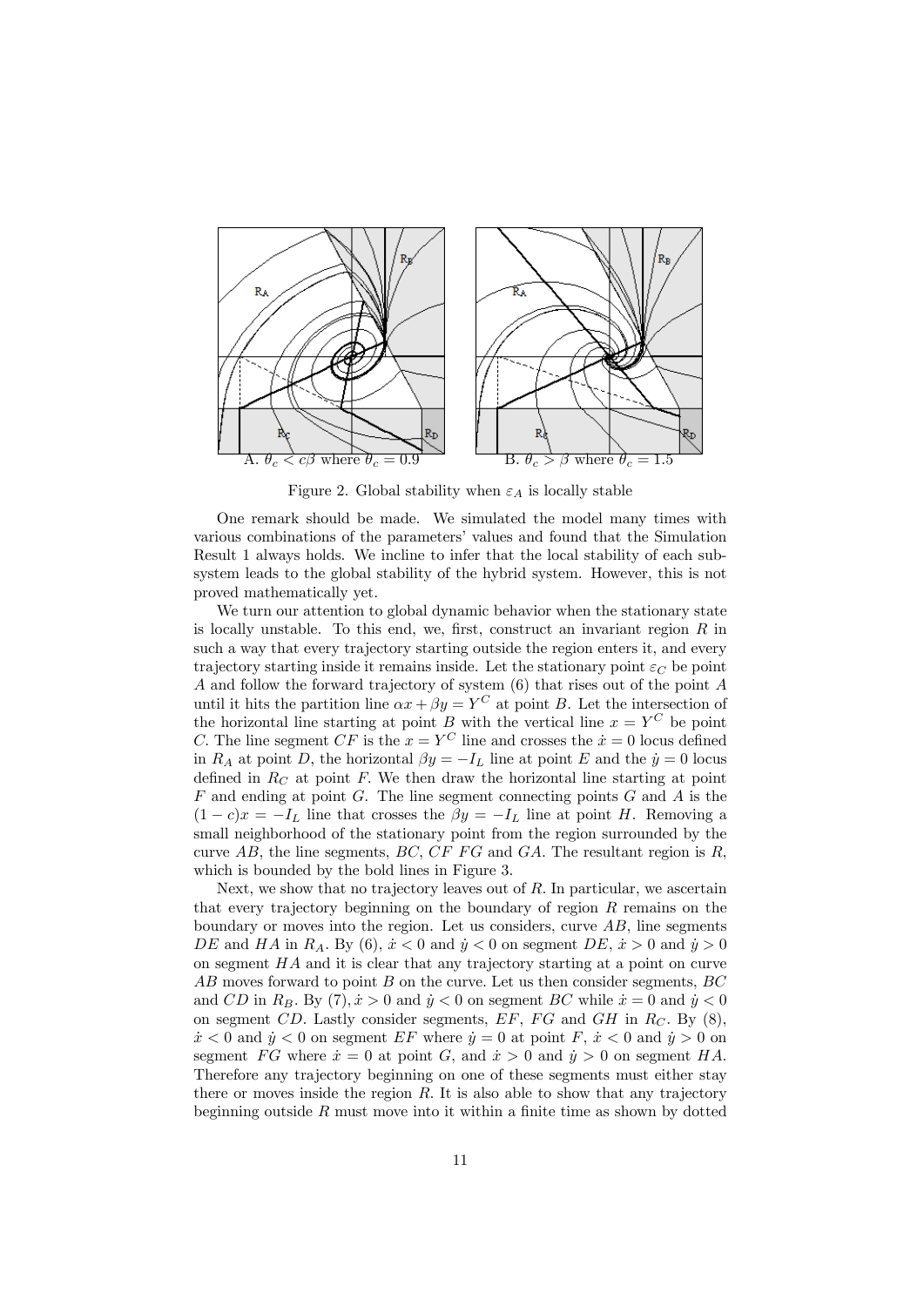A. $\theta_c < c\beta$ where $\theta_c = 0.9$

B. $\theta_c > \beta$ where $\theta_c = 1.5$

Figure 2. Global stability when $\varepsilon_A$ is locally stable

One remark should be made. We simulated the model many times with various combinations of the parameters' values and found that the Simulation Result 1 always holds. We incline to infer that the local stability of each subsystem leads to the global stability of the hybrid system. However, this is not proved mathematically yet.

We turn our attention to global dynamic behavior when the stationary state is locally unstable. To this end, we, first, construct an invariant region $R$ in such a way that every trajectory starting outside the region enters it, and every trajectory starting inside it remains inside. Let the stationary point $\varepsilon_C$ be point $A$ and follow the forward trajectory of system (6) that rises out of the point $A$ until it hits the partition line $\alpha x + \beta y = Y^C$ at point $B$. Let the intersection of the horizontal line starting at point $B$ with the vertical line $x = Y^C$ be point $C$. The line segment $CF$ is the $x = Y^C$ line and crosses the $\dot{x} = 0$ locus defined in $R_A$ at point $D$, the horizontal $\beta y = -I_L$ line at point $E$ and the $\dot{y} = 0$ locus defined in $R_C$ at point $F$. We then draw the horizontal line starting at point $F$ and ending at point $G$. The line segment connecting points $G$ and $A$ is the $(1-c)x = -I_L$ line that crosses the $\beta y = -I_L$ line at point $H$. Removing a small neighborhood of the stationary point from the region surrounded by the curve $AB$, the line segments, $BC$, $CF$ $FG$ and $GA$. The resultant region is $R$, which is bounded by the bold lines in Figure 3.

Next, we show that no trajectory leaves out of $R$. In particular, we ascertain that every trajectory beginning on the boundary of region $R$ remains on the boundary or moves into the region. Let us considers, curve $AB$, line segments $DE$ and $HA$ in $R_A$. By (6), $\dot{x} < 0$ and $\dot{y} < 0$ on segment $DE$, $\dot{x} > 0$ and $\dot{y} > 0$ on segment $HA$ and it is clear that any trajectory starting at a point on curve $AB$ moves forward to point $B$ on the curve. Let us then consider segments, $BC$ and $CD$ in $R_B$. By (7), $\dot{x} > 0$ and $\dot{y} < 0$ on segment $BC$ while $\dot{x} = 0$ and $\dot{y} < 0$ on segment $CD$. Lastly consider segments, $EF$, $FG$ and $GH$ in $R_C$. By (8), $\dot{x} < 0$ and $\dot{y} < 0$ on segment $EF$ where $\dot{y} = 0$ at point $F$, $\dot{x} < 0$ and $\dot{y} > 0$ on segment $FG$ where $\dot{x} = 0$ at point $G$, and $\dot{x} > 0$ and $\dot{y} > 0$ on segment $HA$. Therefore any trajectory beginning on one of these segments must either stay there or moves inside the region $R$. It is also able to show that any trajectory beginning outside $R$ must move into it within a finite time as shown by dotted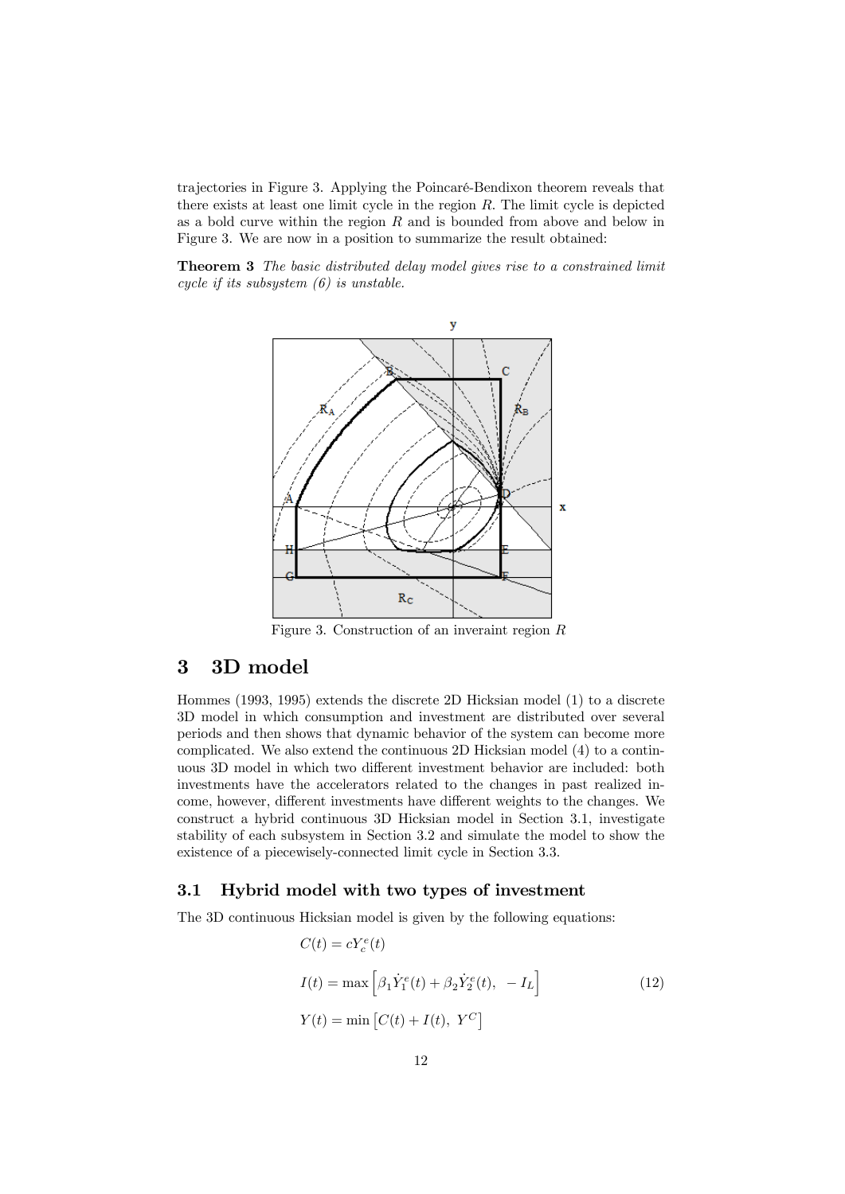trajectories in Figure 3. Applying the Poincaré-Bendixon theorem reveals that there exists at least one limit cycle in the region $R$. The limit cycle is depicted as a bold curve within the region $R$ and is bounded from above and below in Figure 3. We are now in a position to summarize the result obtained:

**Theorem 3** *The basic distributed delay model gives rise to a constrained limit cycle if its subsystem (6) is unstable.*

Figure 3. Construction of an inveraint region $R$

## 3 3D model

Hommes (1993, 1995) extends the discrete 2D Hicksian model (1) to a discrete 3D model in which consumption and investment are distributed over several periods and then shows that dynamic behavior of the system can become more complicated. We also extend the continuous 2D Hicksian model (4) to a continuous 3D model in which two different investment behavior are included: both investments have the accelerators related to the changes in past realized income, however, different investments have different weights to the changes. We construct a hybrid continuous 3D Hicksian model in Section 3.1, investigate stability of each subsystem in Section 3.2 and simulate the model to show the existence of a piecewisely-connected limit cycle in Section 3.3.

### 3.1 Hybrid model with two types of investment

The 3D continuous Hicksian model is given by the following equations:

$$
\begin{aligned}
&C(t) = cY_c^e(t) \\
&I(t) = \max\left[\beta_1 \dot{Y}_1^e(t) + \beta_2 \dot{Y}_2^e(t), \ -I_L\right] \qquad (12) \\
&Y(t) = \min\left[C(t) + I(t), \ Y^C\right]
\end{aligned}
$$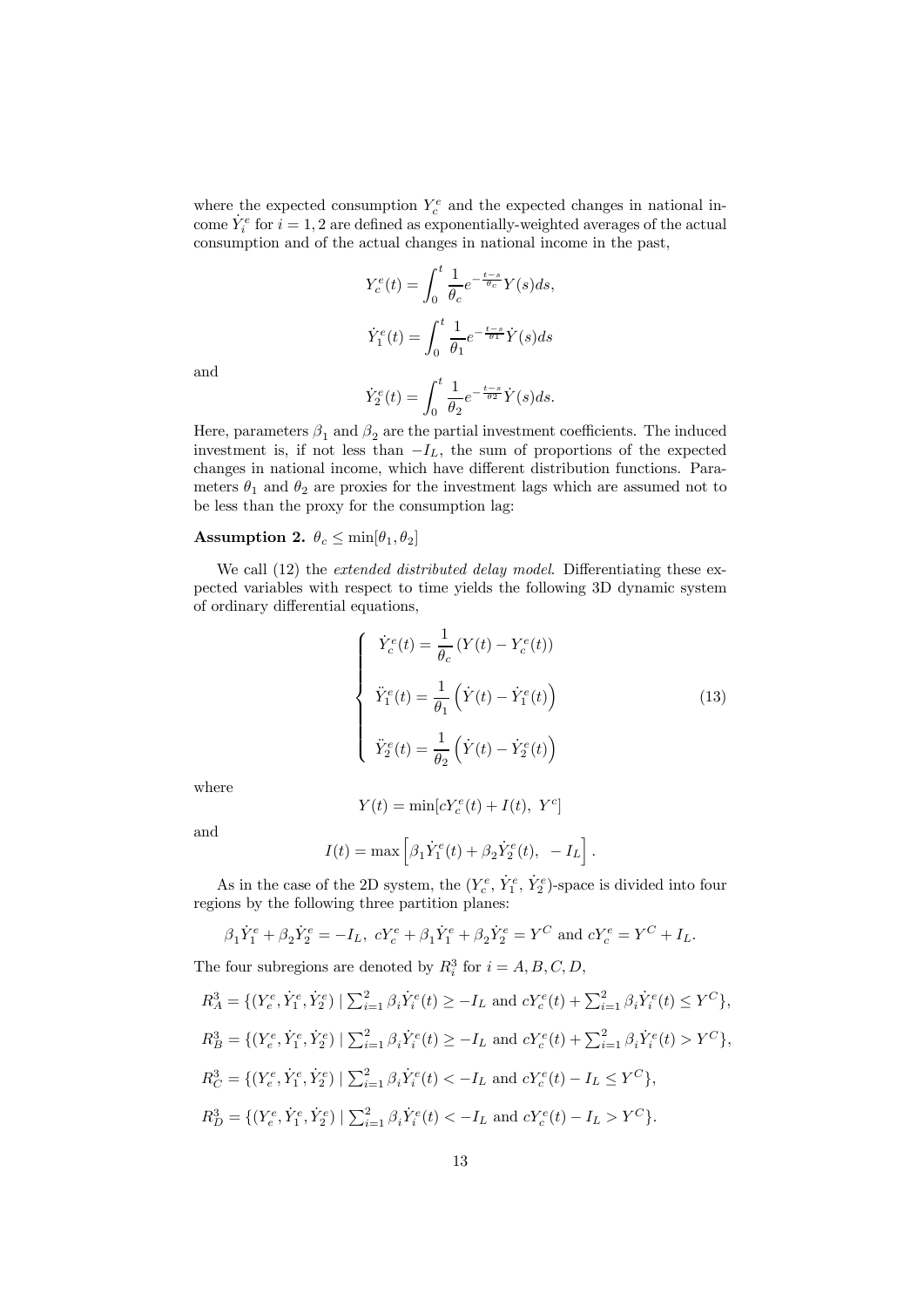where the expected consumption $Y_c^e$ and the expected changes in national income $\dot{Y}_i^e$ for $i = 1, 2$ are defined as exponentially-weighted averages of the actual consumption and of the actual changes in national income in the past,

$$Y_c^e(t) = \int_0^t \frac{1}{\theta_c} e^{-\frac{t-s}{\theta_c}} Y(s) ds,$$

$$\dot{Y}_1^e(t) = \int_0^t \frac{1}{\theta_1} e^{-\frac{t-s}{\theta_1}} \dot{Y}(s) ds$$

and

$$\dot{Y}_2^e(t) = \int_0^t \frac{1}{\theta_2} e^{-\frac{t-s}{\theta_2}} \dot{Y}(s) ds.$$

Here, parameters $\beta_1$ and $\beta_2$ are the partial investment coefficients. The induced investment is, if not less than $-I_L$, the sum of proportions of the expected changes in national income, which have different distribution functions. Parameters $\theta_1$ and $\theta_2$ are proxies for the investment lags which are assumed not to be less than the proxy for the consumption lag:

**Assumption 2.** $\theta_c \leq \min[\theta_1, \theta_2]$

We call (12) the *extended distributed delay model*. Differentiating these expected variables with respect to time yields the following 3D dynamic system of ordinary differential equations,

$$\begin{cases} \dot{Y}_c^e(t) = \dfrac{1}{\theta_c} \left( Y(t) - Y_c^e(t) \right) \\[2ex] \ddot{Y}_1^e(t) = \dfrac{1}{\theta_1} \left( \dot{Y}(t) - \dot{Y}_1^e(t) \right) \\[2ex] \ddot{Y}_2^e(t) = \dfrac{1}{\theta_2} \left( \dot{Y}(t) - \dot{Y}_2^e(t) \right) \end{cases} \tag{13}$$

where

$$Y(t) = \min[cY_c^e(t) + I(t),\ Y^c]$$

and

$$I(t) = \max\left[\beta_1 \dot{Y}_1^e(t) + \beta_2 \dot{Y}_2^e(t),\ -I_L\right].$$

As in the case of the 2D system, the $(Y_c^e,\ \dot{Y}_1^e,\ \dot{Y}_2^e)$-space is divided into four regions by the following three partition planes:

$$\beta_1 \dot{Y}_1^e + \beta_2 \dot{Y}_2^e = -I_L,\ cY_c^e + \beta_1 \dot{Y}_1^e + \beta_2 \dot{Y}_2^e = Y^C \text{ and } cY_c^e = Y^C + I_L.$$

The four subregions are denoted by $R_i^3$ for $i = A, B, C, D$,

$$R_A^3 = \{(Y_e^e, \dot{Y}_1^e, \dot{Y}_2^e) \mid \textstyle\sum_{i=1}^2 \beta_i \dot{Y}_i^e(t) \geq -I_L \text{ and } cY_c^e(t) + \textstyle\sum_{i=1}^2 \beta_i \dot{Y}_i^e(t) \leq Y^C\},$$

$$R_B^3 = \{(Y_e^e, \dot{Y}_1^e, \dot{Y}_2^e) \mid \textstyle\sum_{i=1}^2 \beta_i \dot{Y}_i^e(t) \geq -I_L \text{ and } cY_c^e(t) + \textstyle\sum_{i=1}^2 \beta_i \dot{Y}_i^e(t) > Y^C\},$$

$$R_C^3 = \{(Y_e^e, \dot{Y}_1^e, \dot{Y}_2^e) \mid \textstyle\sum_{i=1}^2 \beta_i \dot{Y}_i^e(t) < -I_L \text{ and } cY_c^e(t) - I_L \leq Y^C\},$$

$$R_D^3 = \{(Y_e^e, \dot{Y}_1^e, \dot{Y}_2^e) \mid \textstyle\sum_{i=1}^2 \beta_i \dot{Y}_i^e(t) < -I_L \text{ and } cY_c^e(t) - I_L > Y^C\}.$$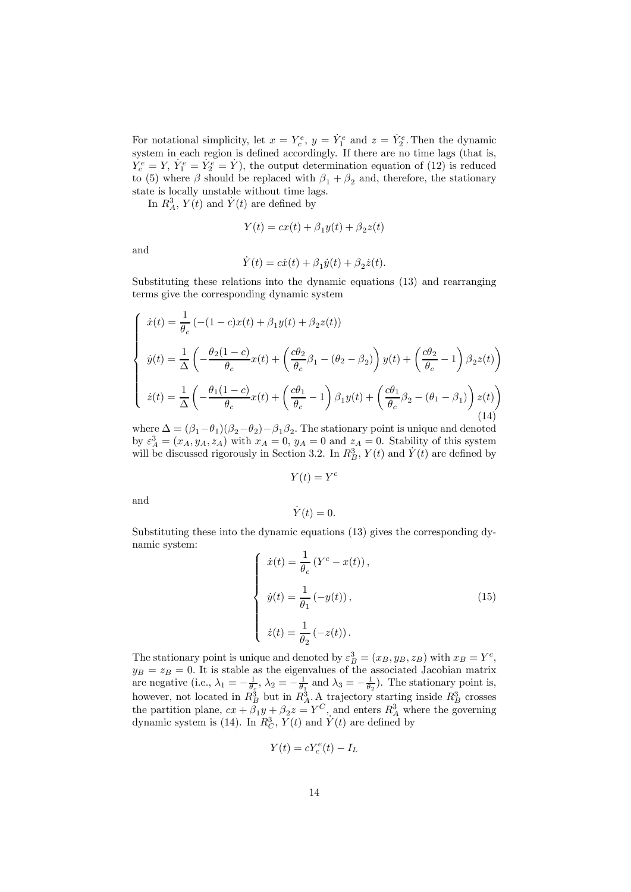For notational simplicity, let $x = Y_c^e$, $y = \dot{Y}_1^e$ and $z = \dot{Y}_2^e$. Then the dynamic system in each region is defined accordingly. If there are no time lags (that is, $Y_c^e = Y$, $\dot{Y}_1^e = \dot{Y}_2^e = \dot{Y}$), the output determination equation of (12) is reduced to (5) where $\beta$ should be replaced with $\beta_1 + \beta_2$ and, therefore, the stationary state is locally unstable without time lags.

In $R_A^3$, $Y(t)$ and $\dot{Y}(t)$ are defined by

$$Y(t) = cx(t) + \beta_1 y(t) + \beta_2 z(t)$$

and

$$\dot{Y}(t) = c\dot{x}(t) + \beta_1 \dot{y}(t) + \beta_2 \dot{z}(t).$$

Substituting these relations into the dynamic equations (13) and rearranging terms give the corresponding dynamic system

$$\begin{cases} \dot{x}(t) = \dfrac{1}{\theta_c}\left(-(1-c)x(t) + \beta_1 y(t) + \beta_2 z(t)\right) \\[2ex] \dot{y}(t) = \dfrac{1}{\Delta}\left(-\dfrac{\theta_2(1-c)}{\theta_c}x(t) + \left(\dfrac{c\theta_2}{\theta_c}\beta_1 - (\theta_2 - \beta_2)\right)y(t) + \left(\dfrac{c\theta_2}{\theta_c} - 1\right)\beta_2 z(t)\right) \\[2ex] \dot{z}(t) = \dfrac{1}{\Delta}\left(-\dfrac{\theta_1(1-c)}{\theta_c}x(t) + \left(\dfrac{c\theta_1}{\theta_c} - 1\right)\beta_1 y(t) + \left(\dfrac{c\theta_1}{\theta_c}\beta_2 - (\theta_1 - \beta_1)\right)z(t)\right) \end{cases} \tag{14}$$

where $\Delta = (\beta_1 - \theta_1)(\beta_2 - \theta_2) - \beta_1\beta_2$. The stationary point is unique and denoted by $\varepsilon_A^3 = (x_A, y_A, z_A)$ with $x_A = 0$, $y_A = 0$ and $z_A = 0$. Stability of this system will be discussed rigorously in Section 3.2. In $R_B^3$, $Y(t)$ and $\dot{Y}(t)$ are defined by

$$Y(t) = Y^c$$

and

$$\dot{Y}(t) = 0.$$

Substituting these into the dynamic equations (13) gives the corresponding dynamic system:

$$\begin{cases} \dot{x}(t) = \dfrac{1}{\theta_c}\left(Y^c - x(t)\right), \\[2ex] \dot{y}(t) = \dfrac{1}{\theta_1}\left(-y(t)\right), \\[2ex] \dot{z}(t) = \dfrac{1}{\theta_2}\left(-z(t)\right). \end{cases} \tag{15}$$

The stationary point is unique and denoted by $\varepsilon_B^3 = (x_B, y_B, z_B)$ with $x_B = Y^c$, $y_B = z_B = 0$. It is stable as the eigenvalues of the associated Jacobian matrix are negative (i.e., $\lambda_1 = -\frac{1}{\theta_c}$, $\lambda_2 = -\frac{1}{\theta_1}$ and $\lambda_3 = -\frac{1}{\theta_2}$). The stationary point is, however, not located in $R_B^3$ but in $R_A^3$. A trajectory starting inside $R_B^3$ crosses the partition plane, $cx + \beta_1 y + \beta_2 z = Y^C$, and enters $R_A^3$ where the governing dynamic system is (14). In $R_C^3$, $Y(t)$ and $\dot{Y}(t)$ are defined by

$$Y(t) = cY_c^e(t) - I_L$$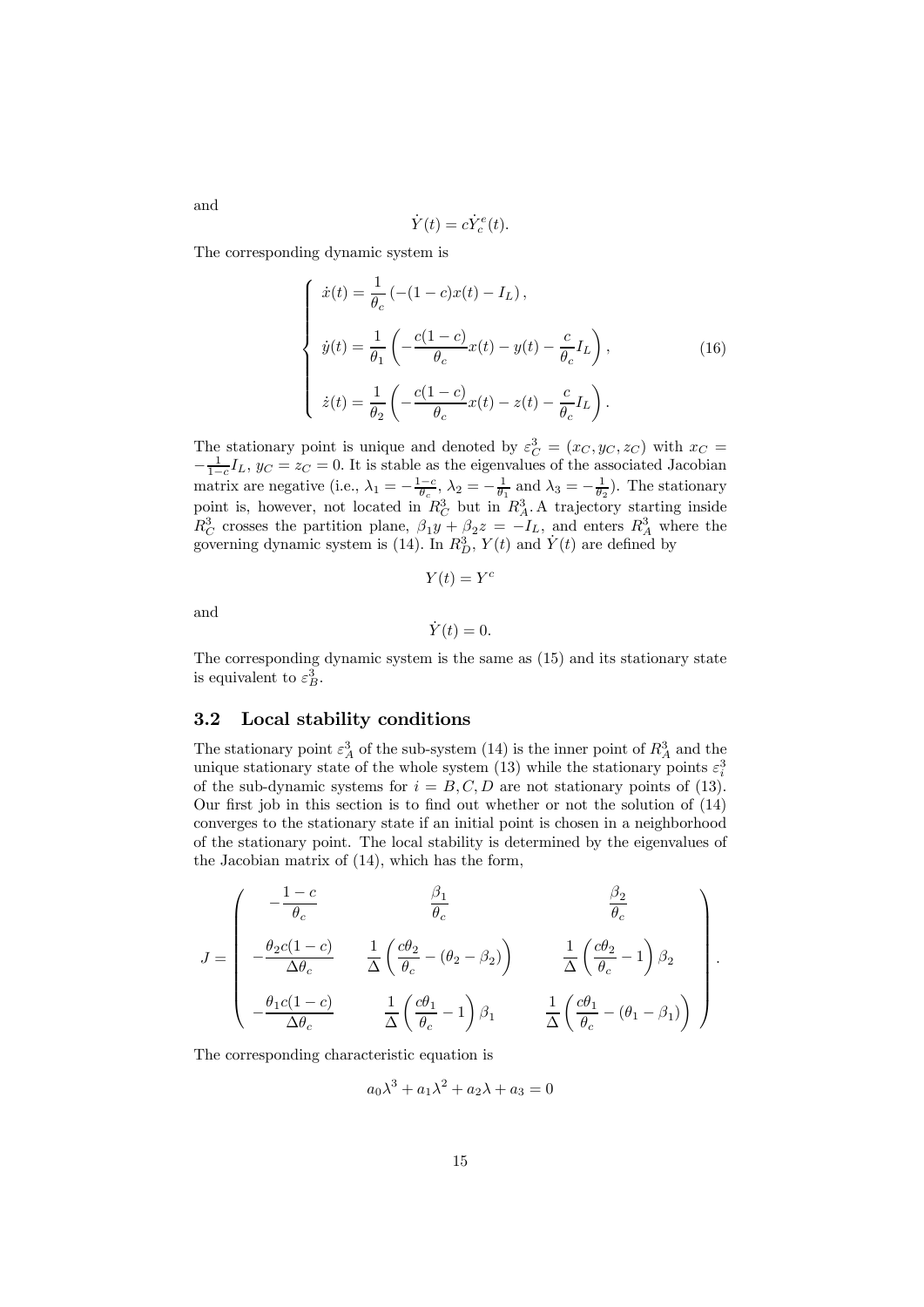and

$$\dot{Y}(t) = c\dot{Y}_c^e(t).$$

The corresponding dynamic system is

$$\begin{cases} \dot{x}(t) = \dfrac{1}{\theta_c}\left(-(1-c)x(t) - I_L\right), \\[2ex] \dot{y}(t) = \dfrac{1}{\theta_1}\left(-\dfrac{c(1-c)}{\theta_c}x(t) - y(t) - \dfrac{c}{\theta_c}I_L\right), \\[2ex] \dot{z}(t) = \dfrac{1}{\theta_2}\left(-\dfrac{c(1-c)}{\theta_c}x(t) - z(t) - \dfrac{c}{\theta_c}I_L\right). \end{cases} \tag{16}$$

The stationary point is unique and denoted by $\varepsilon_C^3 = (x_C, y_C, z_C)$ with $x_C = -\frac{1}{1-c}I_L$, $y_C = z_C = 0$. It is stable as the eigenvalues of the associated Jacobian matrix are negative (i.e., $\lambda_1 = -\frac{1-c}{\theta_c}$, $\lambda_2 = -\frac{1}{\theta_1}$ and $\lambda_3 = -\frac{1}{\theta_2}$). The stationary point is, however, not located in $R_C^3$ but in $R_A^3$. A trajectory starting inside $R_C^3$ crosses the partition plane, $\beta_1 y + \beta_2 z = -I_L$, and enters $R_A^3$ where the governing dynamic system is (14). In $R_D^3$, $Y(t)$ and $\dot{Y}(t)$ are defined by

$$Y(t) = Y^c$$

and

$$\dot{Y}(t) = 0.$$

The corresponding dynamic system is the same as (15) and its stationary state is equivalent to $\varepsilon_B^3$.

## 3.2 Local stability conditions

The stationary point $\varepsilon_A^3$ of the sub-system (14) is the inner point of $R_A^3$ and the unique stationary state of the whole system (13) while the stationary points $\varepsilon_i^3$ of the sub-dynamic systems for $i = B, C, D$ are not stationary points of (13). Our first job in this section is to find out whether or not the solution of (14) converges to the stationary state if an initial point is chosen in a neighborhood of the stationary point. The local stability is determined by the eigenvalues of the Jacobian matrix of (14), which has the form,

$$J = \begin{pmatrix} -\dfrac{1-c}{\theta_c} & \dfrac{\beta_1}{\theta_c} & \dfrac{\beta_2}{\theta_c} \\[2ex] -\dfrac{\theta_2 c(1-c)}{\Delta\theta_c} & \dfrac{1}{\Delta}\left(\dfrac{c\theta_2}{\theta_c} - (\theta_2 - \beta_2)\right) & \dfrac{1}{\Delta}\left(\dfrac{c\theta_2}{\theta_c} - 1\right)\beta_2 \\[2ex] -\dfrac{\theta_1 c(1-c)}{\Delta\theta_c} & \dfrac{1}{\Delta}\left(\dfrac{c\theta_1}{\theta_c} - 1\right)\beta_1 & \dfrac{1}{\Delta}\left(\dfrac{c\theta_1}{\theta_c} - (\theta_1 - \beta_1)\right) \end{pmatrix}.$$

The corresponding characteristic equation is

$$a_0\lambda^3 + a_1\lambda^2 + a_2\lambda + a_3 = 0$$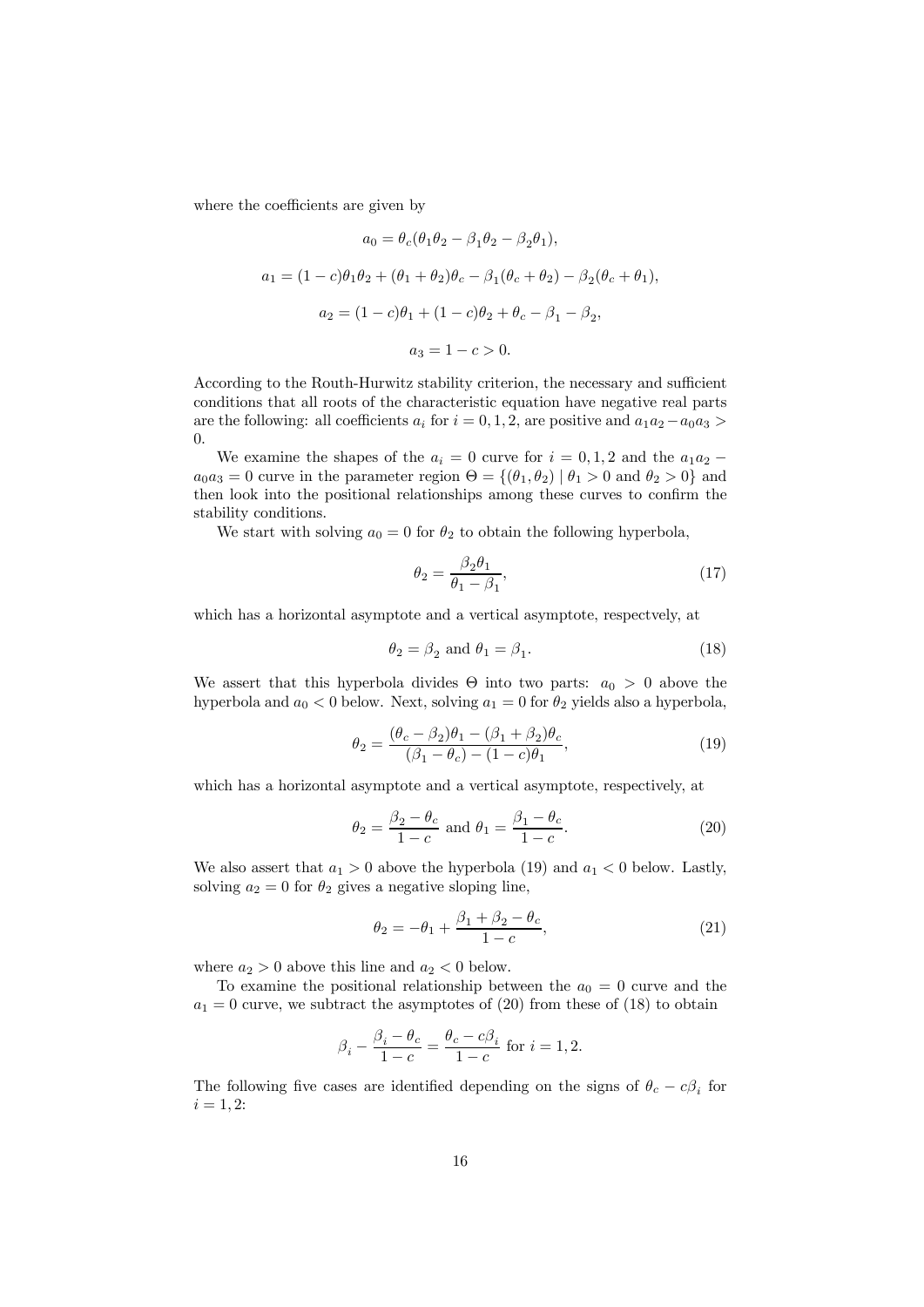where the coefficients are given by

$$a_0 = \theta_c(\theta_1\theta_2 - \beta_1\theta_2 - \beta_2\theta_1),$$

$$a_1 = (1-c)\theta_1\theta_2 + (\theta_1+\theta_2)\theta_c - \beta_1(\theta_c+\theta_2) - \beta_2(\theta_c+\theta_1),$$

$$a_2 = (1-c)\theta_1 + (1-c)\theta_2 + \theta_c - \beta_1 - \beta_2,$$

$$a_3 = 1-c > 0.$$

According to the Routh-Hurwitz stability criterion, the necessary and sufficient conditions that all roots of the characteristic equation have negative real parts are the following: all coefficients $a_i$ for $i = 0, 1, 2$, are positive and $a_1a_2 - a_0a_3 > 0$.

We examine the shapes of the $a_i = 0$ curve for $i = 0, 1, 2$ and the $a_1a_2 - a_0a_3 = 0$ curve in the parameter region $\Theta = \{(\theta_1, \theta_2) \mid \theta_1 > 0 \text{ and } \theta_2 > 0\}$ and then look into the positional relationships among these curves to confirm the stability conditions.

We start with solving $a_0 = 0$ for $\theta_2$ to obtain the following hyperbola,

$$\theta_2 = \frac{\beta_2\theta_1}{\theta_1 - \beta_1}, \tag{17}$$

which has a horizontal asymptote and a vertical asymptote, respectvely, at

$$\theta_2 = \beta_2 \text{ and } \theta_1 = \beta_1. \tag{18}$$

We assert that this hyperbola divides $\Theta$ into two parts: $a_0 > 0$ above the hyperbola and $a_0 < 0$ below. Next, solving $a_1 = 0$ for $\theta_2$ yields also a hyperbola,

$$\theta_2 = \frac{(\theta_c - \beta_2)\theta_1 - (\beta_1+\beta_2)\theta_c}{(\beta_1 - \theta_c) - (1-c)\theta_1}, \tag{19}$$

which has a horizontal asymptote and a vertical asymptote, respectively, at

$$\theta_2 = \frac{\beta_2 - \theta_c}{1-c} \text{ and } \theta_1 = \frac{\beta_1 - \theta_c}{1-c}. \tag{20}$$

We also assert that $a_1 > 0$ above the hyperbola (19) and $a_1 < 0$ below. Lastly, solving $a_2 = 0$ for $\theta_2$ gives a negative sloping line,

$$\theta_2 = -\theta_1 + \frac{\beta_1 + \beta_2 - \theta_c}{1-c}, \tag{21}$$

where $a_2 > 0$ above this line and $a_2 < 0$ below.

To examine the positional relationship between the $a_0 = 0$ curve and the $a_1 = 0$ curve, we subtract the asymptotes of (20) from these of (18) to obtain

$$\beta_i - \frac{\beta_i - \theta_c}{1-c} = \frac{\theta_c - c\beta_i}{1-c} \text{ for } i = 1, 2.$$

The following five cases are identified depending on the signs of $\theta_c - c\beta_i$ for $i = 1, 2$: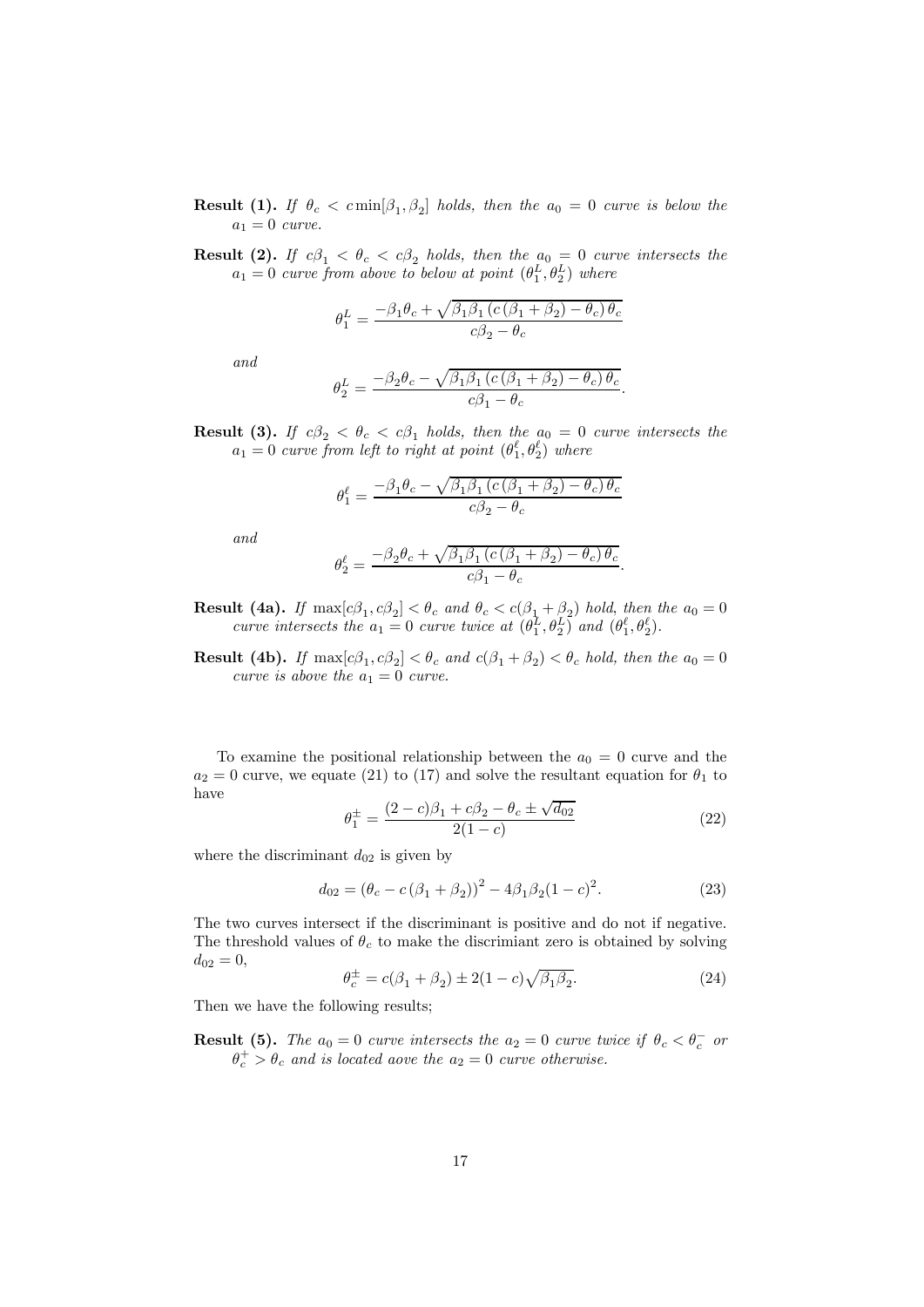**Result (1).** *If $\theta_c < c\min[\beta_1, \beta_2]$ holds, then the $a_0 = 0$ curve is below the $a_1 = 0$ curve.*

**Result (2).** *If $c\beta_1 < \theta_c < c\beta_2$ holds, then the $a_0 = 0$ curve intersects the $a_1 = 0$ curve from above to below at point $(\theta_1^L, \theta_2^L)$ where*

$$\theta_1^L = \frac{-\beta_1\theta_c + \sqrt{\beta_1\beta_1\left(c\left(\beta_1 + \beta_2\right) - \theta_c\right)\theta_c}}{c\beta_2 - \theta_c}$$

*and*

$$\theta_2^L = \frac{-\beta_2\theta_c - \sqrt{\beta_1\beta_1\left(c\left(\beta_1 + \beta_2\right) - \theta_c\right)\theta_c}}{c\beta_1 - \theta_c}.$$

**Result (3).** *If $c\beta_2 < \theta_c < c\beta_1$ holds, then the $a_0 = 0$ curve intersects the $a_1 = 0$ curve from left to right at point $(\theta_1^\ell, \theta_2^\ell)$ where*

$$\theta_1^\ell = \frac{-\beta_1\theta_c - \sqrt{\beta_1\beta_1\left(c\left(\beta_1 + \beta_2\right) - \theta_c\right)\theta_c}}{c\beta_2 - \theta_c}$$

*and*

$$\theta_2^\ell = \frac{-\beta_2\theta_c + \sqrt{\beta_1\beta_1\left(c\left(\beta_1 + \beta_2\right) - \theta_c\right)\theta_c}}{c\beta_1 - \theta_c}.$$

**Result (4a).** *If $\max[c\beta_1, c\beta_2] < \theta_c$ and $\theta_c < c(\beta_1 + \beta_2)$ hold, then the $a_0 = 0$ curve intersects the $a_1 = 0$ curve twice at $(\theta_1^L, \theta_2^L)$ and $(\theta_1^\ell, \theta_2^\ell)$.*

**Result (4b).** *If $\max[c\beta_1, c\beta_2] < \theta_c$ and $c(\beta_1 + \beta_2) < \theta_c$ hold, then the $a_0 = 0$ curve is above the $a_1 = 0$ curve.*

To examine the positional relationship between the $a_0 = 0$ curve and the $a_2 = 0$ curve, we equate (21) to (17) and solve the resultant equation for $\theta_1$ to have

$$\theta_1^{\pm} = \frac{(2-c)\beta_1 + c\beta_2 - \theta_c \pm \sqrt{d_{02}}}{2(1-c)} \tag{22}$$

where the discriminant $d_{02}$ is given by

$$d_{02} = \left(\theta_c - c\left(\beta_1 + \beta_2\right)\right)^2 - 4\beta_1\beta_2(1-c)^2. \tag{23}$$

The two curves intersect if the discriminant is positive and do not if negative. The threshold values of $\theta_c$ to make the discrimiant zero is obtained by solving $d_{02} = 0$,

$$\theta_c^{\pm} = c(\beta_1 + \beta_2) \pm 2(1-c)\sqrt{\beta_1\beta_2}. \tag{24}$$

Then we have the following results;

**Result (5).** *The $a_0 = 0$ curve intersects the $a_2 = 0$ curve twice if $\theta_c < \theta_c^-$ or $\theta_c^+ > \theta_c$ and is located aove the $a_2 = 0$ curve otherwise.*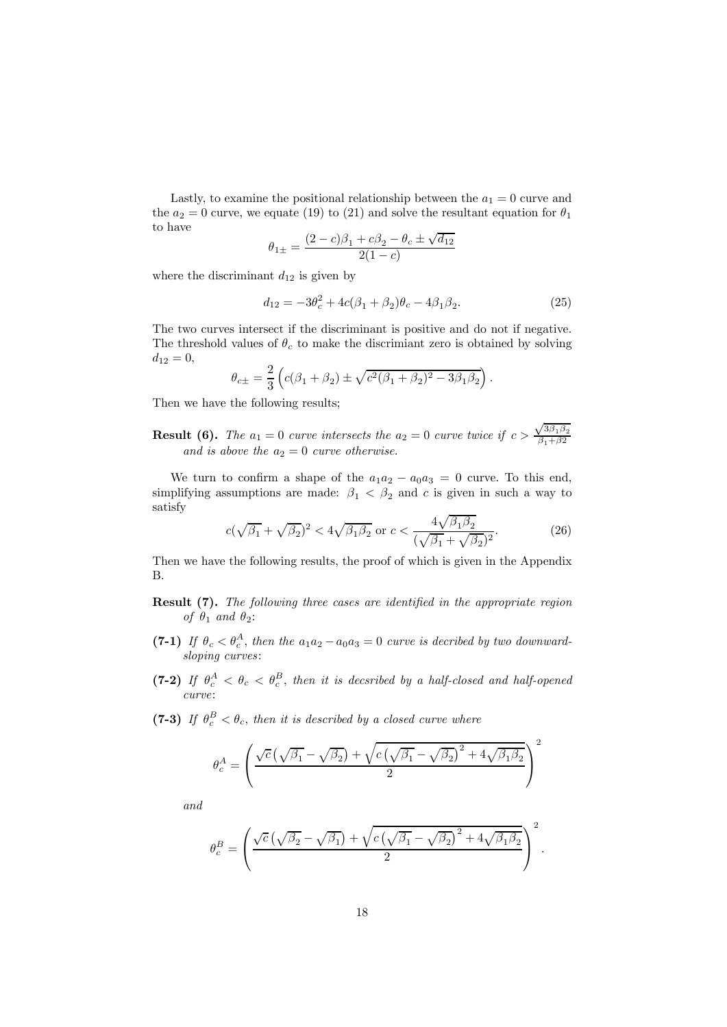Lastly, to examine the positional relationship between the $a_1 = 0$ curve and the $a_2 = 0$ curve, we equate (19) to (21) and solve the resultant equation for $\theta_1$ to have

$$\theta_{1\pm} = \frac{(2-c)\beta_1 + c\beta_2 - \theta_c \pm \sqrt{d_{12}}}{2(1-c)}$$

where the discriminant $d_{12}$ is given by

$$d_{12} = -3\theta_c^2 + 4c(\beta_1 + \beta_2)\theta_c - 4\beta_1\beta_2. \tag{25}$$

The two curves intersect if the discriminant is positive and do not if negative. The threshold values of $\theta_c$ to make the discrimiant zero is obtained by solving $d_{12} = 0$,

$$\theta_{c\pm} = \frac{2}{3}\left(c(\beta_1 + \beta_2) \pm \sqrt{c^2(\beta_1 + \beta_2)^2 - 3\beta_1\beta_2}\right).$$

Then we have the following results;

**Result (6).** *The $a_1 = 0$ curve intersects the $a_2 = 0$ curve twice if $c > \frac{\sqrt{3\beta_1\beta_2}}{\beta_1 + \beta 2}$ and is above the $a_2 = 0$ curve otherwise.*

We turn to confirm a shape of the $a_1a_2 - a_0a_3 = 0$ curve. To this end, simplifying assumptions are made: $\beta_1 < \beta_2$ and $c$ is given in such a way to satisfy

$$c(\sqrt{\beta_1} + \sqrt{\beta_2})^2 < 4\sqrt{\beta_1\beta_2} \text{ or } c < \frac{4\sqrt{\beta_1\beta_2}}{(\sqrt{\beta_1} + \sqrt{\beta_2})^2}. \tag{26}$$

Then we have the following results, the proof of which is given in the Appendix B.

**Result (7).** *The following three cases are identified in the appropriate region of $\theta_1$ and $\theta_2$:*

**(7-1)** *If $\theta_c < \theta_c^A$, then the $a_1a_2 - a_0a_3 = 0$ curve is decribed by two downward-sloping curves:*

**(7-2)** *If $\theta_c^A < \theta_c < \theta_c^B$, then it is decsribed by a half-closed and half-opened curve:*

**(7-3)** *If $\theta_c^B < \theta_c$, then it is described by a closed curve where*

$$\theta_c^A = \left(\frac{\sqrt{c}\left(\sqrt{\beta_1} - \sqrt{\beta_2}\right) + \sqrt{c\left(\sqrt{\beta_1} - \sqrt{\beta_2}\right)^2 + 4\sqrt{\beta_1\beta_2}}}{2}\right)^2$$

*and*

$$\theta_c^B = \left(\frac{\sqrt{c}\left(\sqrt{\beta_2} - \sqrt{\beta_1}\right) + \sqrt{c\left(\sqrt{\beta_1} - \sqrt{\beta_2}\right)^2 + 4\sqrt{\beta_1\beta_2}}}{2}\right)^2.$$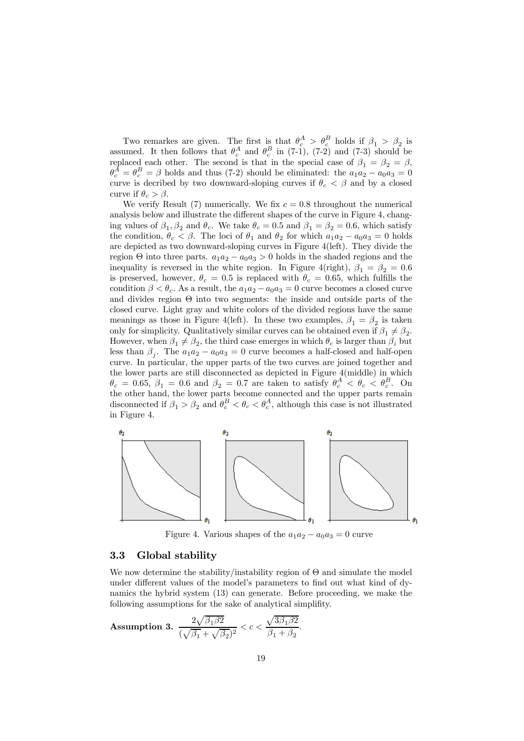Two remarkes are given. The first is that $\theta_c^A > \theta_c^B$ holds if $\beta_1 > \beta_2$ is assumed. It then follows that $\theta_c^A$ and $\theta_c^B$ in (7-1), (7-2) and (7-3) should be replaced each other. The second is that in the special case of $\beta_1 = \beta_2 = \beta$, $\theta_c^A = \theta_c^B = \beta$ holds and thus (7-2) should be eliminated: the $a_1a_2 - a_0a_3 = 0$ curve is decribed by two downward-sloping curves if $\theta_c < \beta$ and by a closed curve if $\theta_c > \beta$.

We verify Result (7) numerically. We fix $c = 0.8$ throughout the numerical analysis below and illustrate the different shapes of the curve in Figure 4, changing values of $\beta_1, \beta_2$ and $\theta_c$. We take $\theta_c = 0.5$ and $\beta_1 = \beta_2 = 0.6$, which satisfy the condition, $\theta_c < \beta$. The loci of $\theta_1$ and $\theta_2$ for which $a_1a_2 - a_0a_3 = 0$ holds are depicted as two downward-sloping curves in Figure 4(left). They divide the region $\Theta$ into three parts. $a_1a_2 - a_0a_3 > 0$ holds in the shaded regions and the inequality is reversed in the white region. In Figure 4(right), $\beta_1 = \beta_2 = 0.6$ is preserved, however, $\theta_c = 0.5$ is replaced with $\theta_c = 0.65$, which fulfills the condition $\beta < \theta_c$. As a result, the $a_1a_2 - a_0a_3 = 0$ curve becomes a closed curve and divides region $\Theta$ into two segments: the inside and outside parts of the closed curve. Light gray and white colors of the divided regions have the same meanings as those in Figure 4(left). In these two examples, $\beta_1 = \beta_2$ is taken only for simplicity. Qualitatively similar curves can be obtained even if $\beta_1 \neq \beta_2$. However, when $\beta_1 \neq \beta_2$, the third case emerges in which $\theta_c$ is larger than $\beta_i$ but less than $\beta_j$. The $a_1a_2 - a_0a_3 = 0$ curve becomes a half-closed and half-open curve. In particular, the upper parts of the two curves are joined together and the lower parts are still disconnected as depicted in Figure 4(middle) in which $\theta_c = 0.65$, $\beta_1 = 0.6$ and $\beta_2 = 0.7$ are taken to satisfy $\theta_c^A < \theta_c < \theta_c^B$. On the other hand, the lower parts become connected and the upper parts remain disconnected if $\beta_1 > \beta_2$ and $\theta_c^B < \theta_c < \theta_c^A$, although this case is not illustrated in Figure 4.

Figure 4. Various shapes of the $a_1a_2 - a_0a_3 = 0$ curve

## 3.3 Global stability

We now determine the stability/instability region of $\Theta$ and simulate the model under different values of the model's parameters to find out what kind of dynamics the hybrid system (13) can generate. Before proceeding, we make the following assumptions for the sake of analytical simplifity.

**Assumption 3.** $\dfrac{2\sqrt{\beta_1\beta 2}}{(\sqrt{\beta_1}+\sqrt{\beta_2})^2} < c < \dfrac{\sqrt{3\beta_1\beta 2}}{\beta_1+\beta_2}$.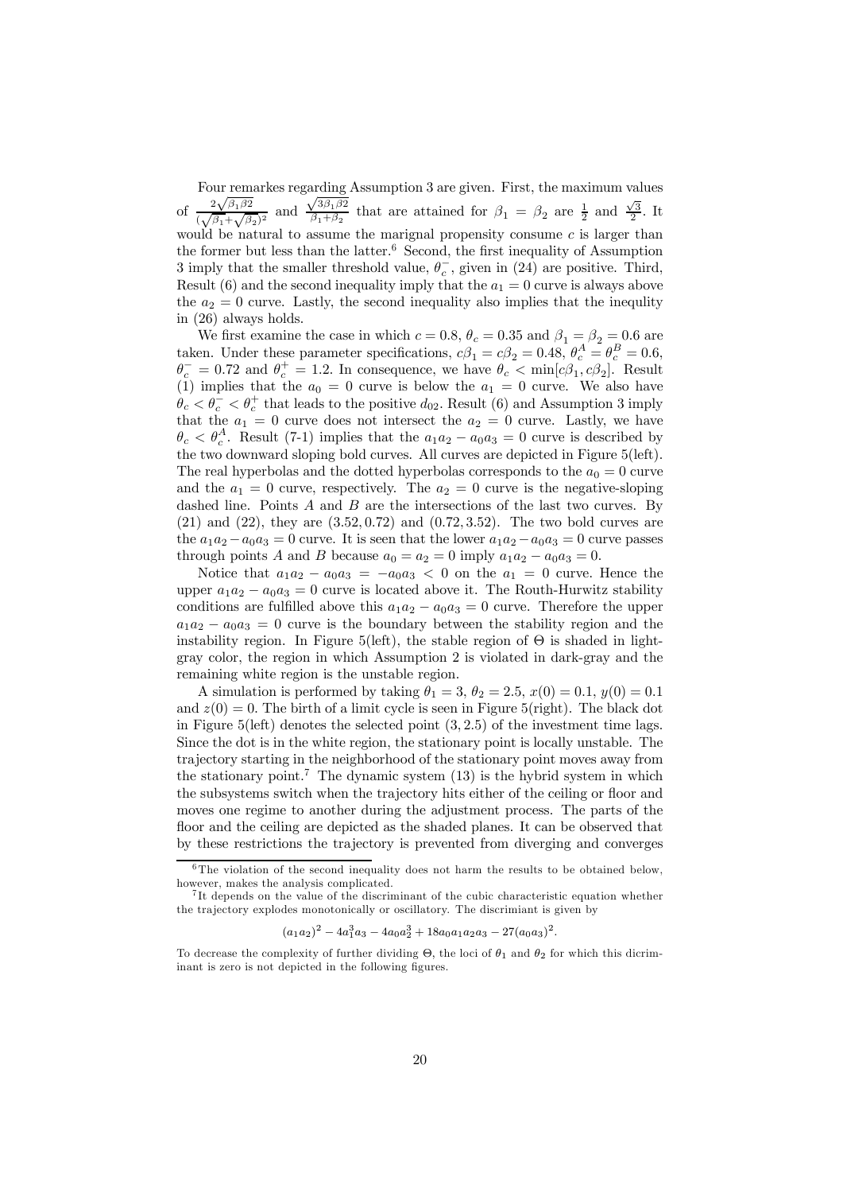Four remarkes regarding Assumption 3 are given. First, the maximum values of $\frac{2\sqrt{\beta_1\beta 2}}{(\sqrt{\beta_1}+\sqrt{\beta_2})^2}$ and $\frac{\sqrt{3\beta_1\beta 2}}{\beta_1+\beta_2}$ that are attained for $\beta_1 = \beta_2$ are $\frac{1}{2}$ and $\frac{\sqrt{3}}{2}$. It would be natural to assume the marignal propensity consume $c$ is larger than the former but less than the latter.[6] Second, the first inequality of Assumption 3 imply that the smaller threshold value, $\theta_c^-$, given in (24) are positive. Third, Result (6) and the second inequality imply that the $a_1 = 0$ curve is always above the $a_2 = 0$ curve. Lastly, the second inequality also implies that the inequlity in (26) always holds.

We first examine the case in which $c = 0.8$, $\theta_c = 0.35$ and $\beta_1 = \beta_2 = 0.6$ are taken. Under these parameter specifications, $c\beta_1 = c\beta_2 = 0.48$, $\theta_c^A = \theta_c^B = 0.6$, $\theta_c^- = 0.72$ and $\theta_c^+ = 1.2$. In consequence, we have $\theta_c < \min[c\beta_1, c\beta_2]$. Result (1) implies that the $a_0 = 0$ curve is below the $a_1 = 0$ curve. We also have $\theta_c < \theta_c^- < \theta_c^+$ that leads to the positive $d_{02}$. Result (6) and Assumption 3 imply that the $a_1 = 0$ curve does not intersect the $a_2 = 0$ curve. Lastly, we have $\theta_c < \theta_c^A$. Result (7-1) implies that the $a_1a_2 - a_0a_3 = 0$ curve is described by the two downward sloping bold curves. All curves are depicted in Figure 5(left). The real hyperbolas and the dotted hyperbolas corresponds to the $a_0 = 0$ curve and the $a_1 = 0$ curve, respectively. The $a_2 = 0$ curve is the negative-sloping dashed line. Points $A$ and $B$ are the intersections of the last two curves. By (21) and (22), they are $(3.52, 0.72)$ and $(0.72, 3.52)$. The two bold curves are the $a_1a_2 - a_0a_3 = 0$ curve. It is seen that the lower $a_1a_2 - a_0a_3 = 0$ curve passes through points $A$ and $B$ because $a_0 = a_2 = 0$ imply $a_1a_2 - a_0a_3 = 0$.

Notice that $a_1a_2 - a_0a_3 = -a_0a_3 < 0$ on the $a_1 = 0$ curve. Hence the upper $a_1a_2 - a_0a_3 = 0$ curve is located above it. The Routh-Hurwitz stability conditions are fulfilled above this $a_1a_2 - a_0a_3 = 0$ curve. Therefore the upper $a_1a_2 - a_0a_3 = 0$ curve is the boundary between the stability region and the instability region. In Figure 5(left), the stable region of $\Theta$ is shaded in light-gray color, the region in which Assumption 2 is violated in dark-gray and the remaining white region is the unstable region.

A simulation is performed by taking $\theta_1 = 3$, $\theta_2 = 2.5$, $x(0) = 0.1$, $y(0) = 0.1$ and $z(0) = 0$. The birth of a limit cycle is seen in Figure 5(right). The black dot in Figure 5(left) denotes the selected point $(3, 2.5)$ of the investment time lags. Since the dot is in the white region, the stationary point is locally unstable. The trajectory starting in the neighborhood of the stationary point moves away from the stationary point.[7] The dynamic system (13) is the hybrid system in which the subsystems switch when the trajectory hits either of the ceiling or floor and moves one regime to another during the adjustment process. The parts of the floor and the ceiling are depicted as the shaded planes. It can be observed that by these restrictions the trajectory is prevented from diverging and converges

[6] The violation of the second inequality does not harm the results to be obtained below, however, makes the analysis complicated.

[7] It depends on the value of the discriminant of the cubic characteristic equation whether the trajectory explodes monotonically or oscillatory. The discrimiant is given by

$$(a_1a_2)^2 - 4a_1^3a_3 - 4a_0a_2^3 + 18a_0a_1a_2a_3 - 27(a_0a_3)^2.$$

To decrease the complexity of further dividing $\Theta$, the loci of $\theta_1$ and $\theta_2$ for which this dicriminant is zero is not depicted in the following figures.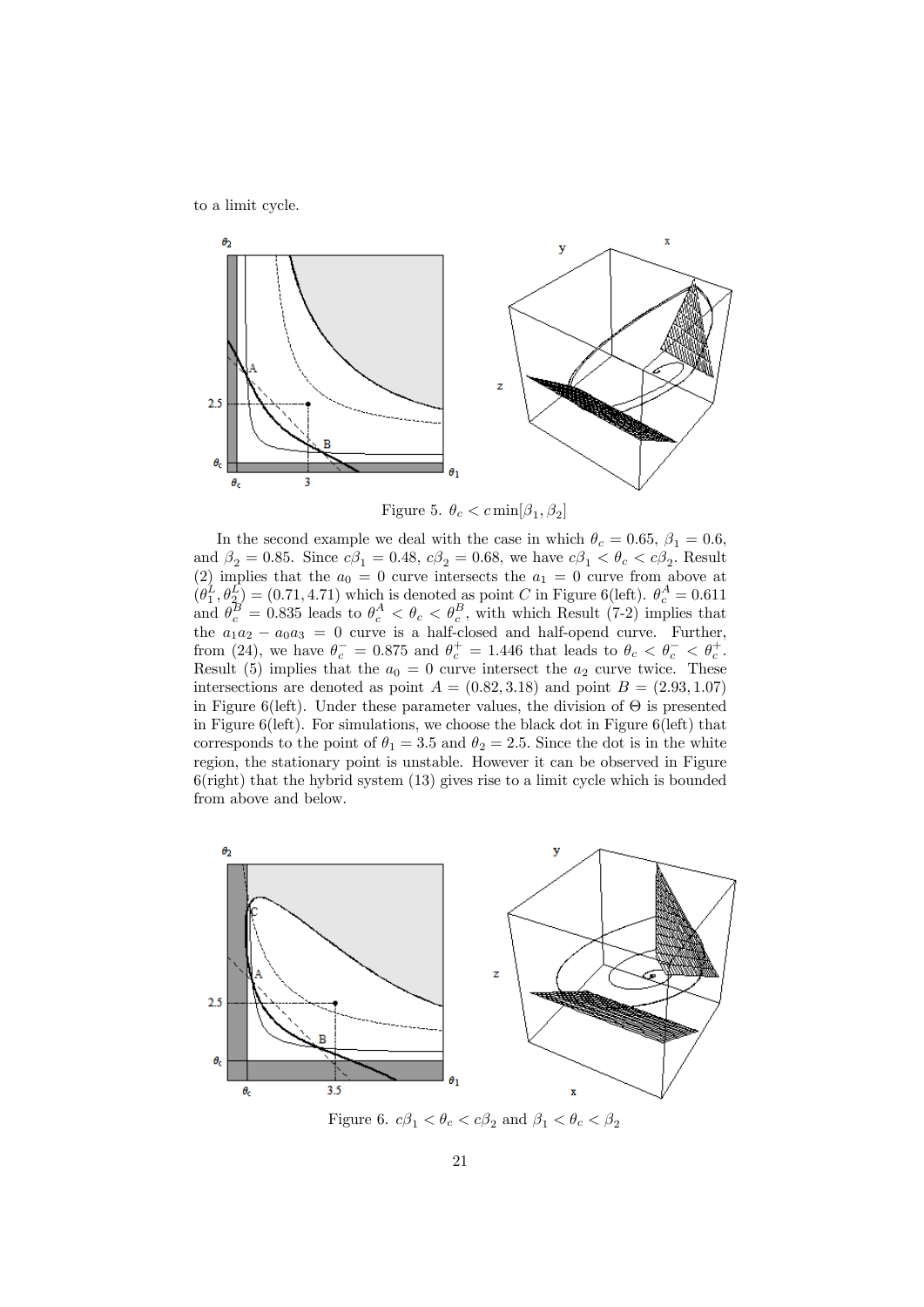to a limit cycle.

Figure 5. $\theta_c < c\min[\beta_1, \beta_2]$

In the second example we deal with the case in which $\theta_c = 0.65$, $\beta_1 = 0.6$, and $\beta_2 = 0.85$. Since $c\beta_1 = 0.48$, $c\beta_2 = 0.68$, we have $c\beta_1 < \theta_c < c\beta_2$. Result (2) implies that the $a_0 = 0$ curve intersects the $a_1 = 0$ curve from above at $(\theta_1^L, \theta_2^L) = (0.71, 4.71)$ which is denoted as point $C$ in Figure 6(left). $\theta_c^A = 0.611$ and $\theta_c^B = 0.835$ leads to $\theta_c^A < \theta_c < \theta_c^B$, with which Result (7-2) implies that the $a_1 a_2 - a_0 a_3 = 0$ curve is a half-closed and half-opend curve. Further, from (24), we have $\theta_c^- = 0.875$ and $\theta_c^+ = 1.446$ that leads to $\theta_c < \theta_c^- < \theta_c^+$. Result (5) implies that the $a_0 = 0$ curve intersect the $a_2$ curve twice. These intersections are denoted as point $A = (0.82, 3.18)$ and point $B = (2.93, 1.07)$ in Figure 6(left). Under these parameter values, the division of $\Theta$ is presented in Figure 6(left). For simulations, we choose the black dot in Figure 6(left) that corresponds to the point of $\theta_1 = 3.5$ and $\theta_2 = 2.5$. Since the dot is in the white region, the stationary point is unstable. However it can be observed in Figure 6(right) that the hybrid system (13) gives rise to a limit cycle which is bounded from above and below.

Figure 6. $c\beta_1 < \theta_c < c\beta_2$ and $\beta_1 < \theta_c < \beta_2$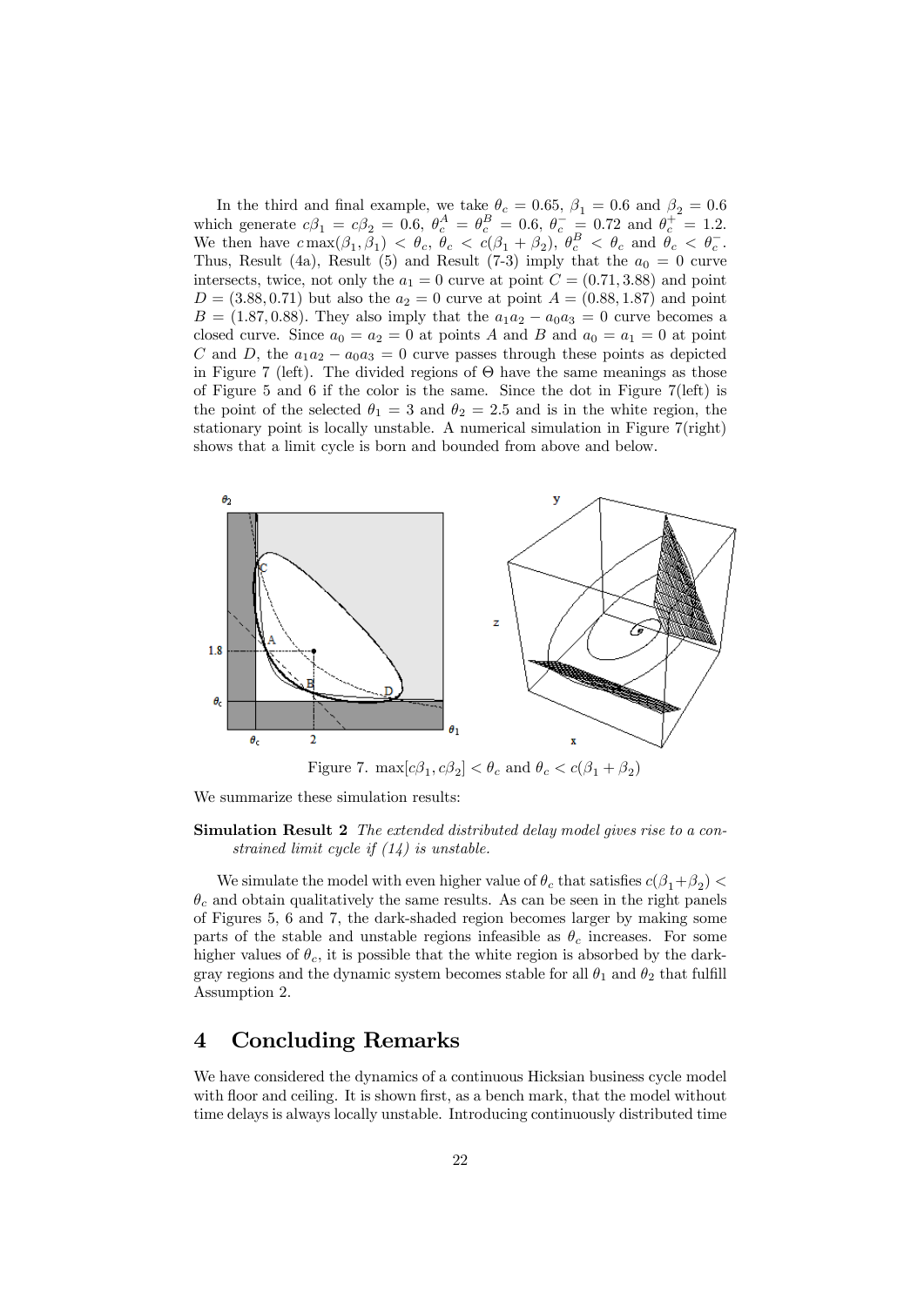In the third and final example, we take $\theta_c = 0.65$, $\beta_1 = 0.6$ and $\beta_2 = 0.6$ which generate $c\beta_1 = c\beta_2 = 0.6$, $\theta_c^A = \theta_c^B = 0.6$, $\theta_c^- = 0.72$ and $\theta_c^+ = 1.2$. We then have $c\max(\beta_1, \beta_1) < \theta_c$, $\theta_c < c(\beta_1 + \beta_2)$, $\theta_c^B < \theta_c$ and $\theta_c < \theta_c^-$. Thus, Result (4a), Result (5) and Result (7-3) imply that the $a_0 = 0$ curve intersects, twice, not only the $a_1 = 0$ curve at point $C = (0.71, 3.88)$ and point $D = (3.88, 0.71)$ but also the $a_2 = 0$ curve at point $A = (0.88, 1.87)$ and point $B = (1.87, 0.88)$. They also imply that the $a_1a_2 - a_0a_3 = 0$ curve becomes a closed curve. Since $a_0 = a_2 = 0$ at points $A$ and $B$ and $a_0 = a_1 = 0$ at point $C$ and $D$, the $a_1a_2 - a_0a_3 = 0$ curve passes through these points as depicted in Figure 7 (left). The divided regions of $\Theta$ have the same meanings as those of Figure 5 and 6 if the color is the same. Since the dot in Figure 7(left) is the point of the selected $\theta_1 = 3$ and $\theta_2 = 2.5$ and is in the white region, the stationary point is locally unstable. A numerical simulation in Figure 7(right) shows that a limit cycle is born and bounded from above and below.

Figure 7. $\max[c\beta_1, c\beta_2] < \theta_c$ and $\theta_c < c(\beta_1 + \beta_2)$

We summarize these simulation results:

**Simulation Result 2** *The extended distributed delay model gives rise to a constrained limit cycle if (14) is unstable.*

We simulate the model with even higher value of $\theta_c$ that satisfies $c(\beta_1+\beta_2) < \theta_c$ and obtain qualitatively the same results. As can be seen in the right panels of Figures 5, 6 and 7, the dark-shaded region becomes larger by making some parts of the stable and unstable regions infeasible as $\theta_c$ increases. For some higher values of $\theta_c$, it is possible that the white region is absorbed by the dark-gray regions and the dynamic system becomes stable for all $\theta_1$ and $\theta_2$ that fulfill Assumption 2.

# 4 Concluding Remarks

We have considered the dynamics of a continuous Hicksian business cycle model with floor and ceiling. It is shown first, as a bench mark, that the model without time delays is always locally unstable. Introducing continuously distributed time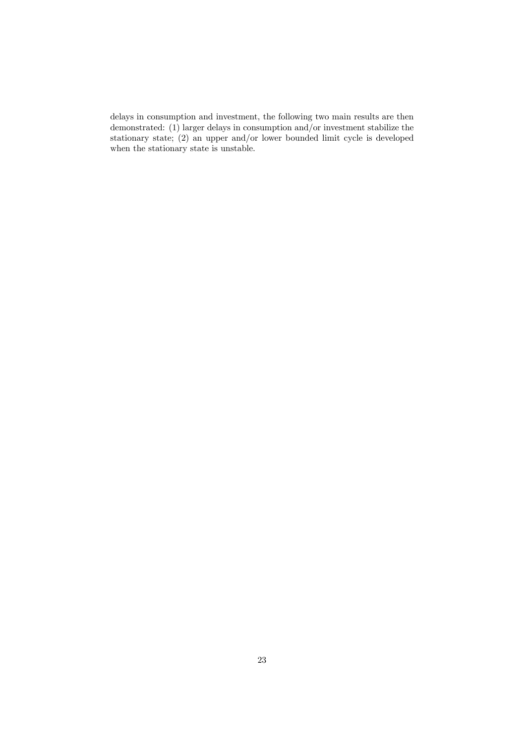delays in consumption and investment, the following two main results are then demonstrated: (1) larger delays in consumption and/or investment stabilize the stationary state; (2) an upper and/or lower bounded limit cycle is developed when the stationary state is unstable.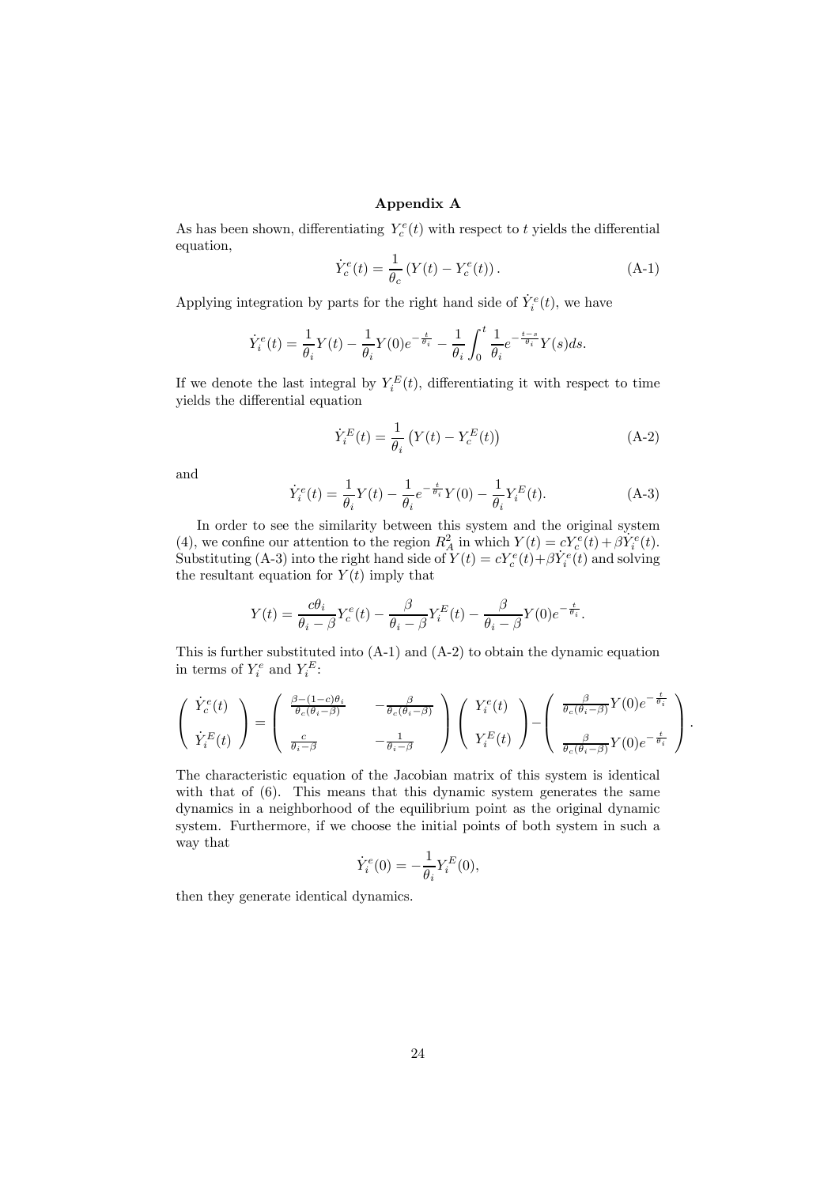# Appendix A

As has been shown, differentiating $Y_c^e(t)$ with respect to $t$ yields the differential equation,

$$\dot{Y}_c^e(t) = \frac{1}{\theta_c}\left(Y(t) - Y_c^e(t)\right). \tag{A-1}$$

Applying integration by parts for the right hand side of $\dot{Y}_i^e(t)$, we have

$$\dot{Y}_i^e(t) = \frac{1}{\theta_i}Y(t) - \frac{1}{\theta_i}Y(0)e^{-\frac{t}{\theta_i}} - \frac{1}{\theta_i}\int_0^t \frac{1}{\theta_i}e^{-\frac{t-s}{\theta_i}}Y(s)ds.$$

If we denote the last integral by $Y_i^E(t)$, differentiating it with respect to time yields the differential equation

$$\dot{Y}_i^E(t) = \frac{1}{\theta_i}\left(Y(t) - Y_c^E(t)\right) \tag{A-2}$$

and

$$\dot{Y}_i^e(t) = \frac{1}{\theta_i}Y(t) - \frac{1}{\theta_i}e^{-\frac{t}{\theta_i}}Y(0) - \frac{1}{\theta_i}Y_i^E(t). \tag{A-3}$$

In order to see the similarity between this system and the original system (4), we confine our attention to the region $R_A^2$ in which $Y(t) = cY_c^e(t) + \beta\dot{Y}_i^e(t)$. Substituting (A-3) into the right hand side of $Y(t) = cY_c^e(t) + \beta\dot{Y}_i^e(t)$ and solving the resultant equation for $Y(t)$ imply that

$$Y(t) = \frac{c\theta_i}{\theta_i - \beta}Y_c^e(t) - \frac{\beta}{\theta_i - \beta}Y_i^E(t) - \frac{\beta}{\theta_i - \beta}Y(0)e^{-\frac{t}{\theta_i}}.$$

This is further substituted into (A-1) and (A-2) to obtain the dynamic equation in terms of $Y_i^e$ and $Y_i^E$:

$$\begin{pmatrix} \dot{Y}_c^e(t) \\ \dot{Y}_i^E(t) \end{pmatrix} = \begin{pmatrix} \frac{\beta-(1-c)\theta_i}{\theta_c(\theta_i-\beta)} & -\frac{\beta}{\theta_c(\theta_i-\beta)} \\ \frac{c}{\theta_i-\beta} & -\frac{1}{\theta_i-\beta} \end{pmatrix} \begin{pmatrix} Y_i^e(t) \\ Y_i^E(t) \end{pmatrix} - \begin{pmatrix} \frac{\beta}{\theta_c(\theta_i-\beta)}Y(0)e^{-\frac{t}{\theta_i}} \\ \frac{\beta}{\theta_c(\theta_i-\beta)}Y(0)e^{-\frac{t}{\theta_i}} \end{pmatrix}.$$

The characteristic equation of the Jacobian matrix of this system is identical with that of (6). This means that this dynamic system generates the same dynamics in a neighborhood of the equilibrium point as the original dynamic system. Furthermore, if we choose the initial points of both system in such a way that

$$\dot{Y}_i^e(0) = -\frac{1}{\theta_i}Y_i^E(0),$$

then they generate identical dynamics.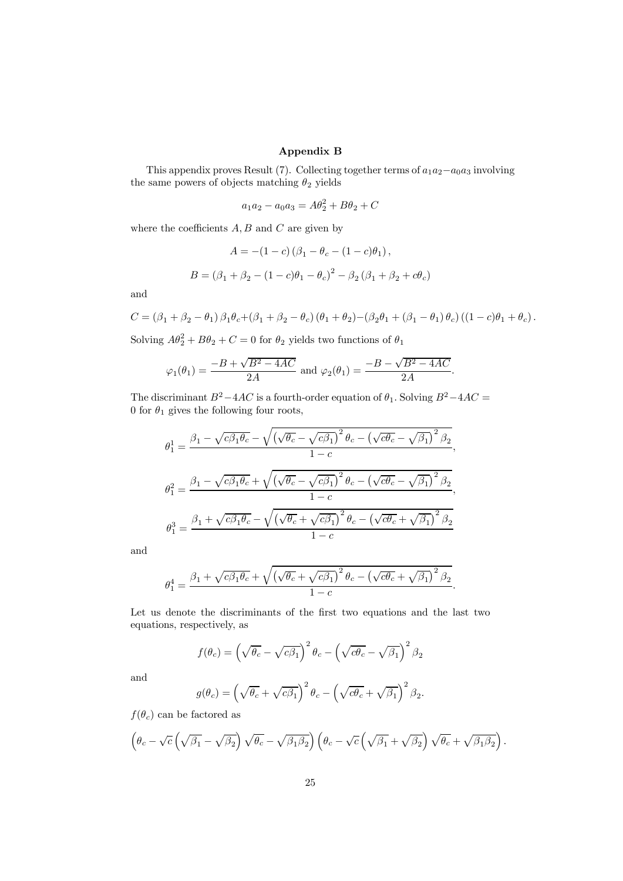## Appendix B

This appendix proves Result (7). Collecting together terms of $a_1a_2 - a_0a_3$ involving the same powers of objects matching $\theta_2$ yields

$$a_1a_2 - a_0a_3 = A\theta_2^2 + B\theta_2 + C$$

where the coefficients $A, B$ and $C$ are given by

$$A = -(1-c)\left(\beta_1 - \theta_c - (1-c)\theta_1\right),$$

$$B = \left(\beta_1 + \beta_2 - (1-c)\theta_1 - \theta_c\right)^2 - \beta_2\left(\beta_1 + \beta_2 + c\theta_c\right)$$

and

$$C = \left(\beta_1 + \beta_2 - \theta_1\right)\beta_1\theta_c + \left(\beta_1 + \beta_2 - \theta_c\right)\left(\theta_1 + \theta_2\right) - \left(\beta_2\theta_1 + \left(\beta_1 - \theta_1\right)\theta_c\right)\left((1-c)\theta_1 + \theta_c\right).$$

Solving $A\theta_2^2 + B\theta_2 + C = 0$ for $\theta_2$ yields two functions of $\theta_1$

$$\varphi_1(\theta_1) = \frac{-B + \sqrt{B^2 - 4AC}}{2A} \text{ and } \varphi_2(\theta_1) = \frac{-B - \sqrt{B^2 - 4AC}}{2A}.$$

The discriminant $B^2 - 4AC$ is a fourth-order equation of $\theta_1$. Solving $B^2 - 4AC = 0$ for $\theta_1$ gives the following four roots,

$$\theta_1^1 = \frac{\beta_1 - \sqrt{c\beta_1\theta_c} - \sqrt{\left(\sqrt{\theta_c} - \sqrt{c\beta_1}\right)^2\theta_c - \left(\sqrt{c\theta_c} - \sqrt{\beta_1}\right)^2\beta_2}}{1-c},$$

$$\theta_1^2 = \frac{\beta_1 - \sqrt{c\beta_1\theta_c} + \sqrt{\left(\sqrt{\theta_c} - \sqrt{c\beta_1}\right)^2\theta_c - \left(\sqrt{c\theta_c} - \sqrt{\beta_1}\right)^2\beta_2}}{1-c},$$

$$\theta_1^3 = \frac{\beta_1 + \sqrt{c\beta_1\theta_c} - \sqrt{\left(\sqrt{\theta_c} + \sqrt{c\beta_1}\right)^2\theta_c - \left(\sqrt{c\theta_c} + \sqrt{\beta_1}\right)^2\beta_2}}{1-c}$$

and

$$\theta_1^4 = \frac{\beta_1 + \sqrt{c\beta_1\theta_c} + \sqrt{\left(\sqrt{\theta_c} + \sqrt{c\beta_1}\right)^2\theta_c - \left(\sqrt{c\theta_c} + \sqrt{\beta_1}\right)^2\beta_2}}{1-c}.$$

Let us denote the discriminants of the first two equations and the last two equations, respectively, as

$$f(\theta_c) = \left(\sqrt{\theta_c} - \sqrt{c\beta_1}\right)^2\theta_c - \left(\sqrt{c\theta_c} - \sqrt{\beta_1}\right)^2\beta_2$$

and

$$g(\theta_c) = \left(\sqrt{\theta_c} + \sqrt{c\beta_1}\right)^2\theta_c - \left(\sqrt{c\theta_c} + \sqrt{\beta_1}\right)^2\beta_2.$$

$f(\theta_c)$ can be factored as

$$\left(\theta_c - \sqrt{c}\left(\sqrt{\beta_1} - \sqrt{\beta_2}\right)\sqrt{\theta_c} - \sqrt{\beta_1\beta_2}\right)\left(\theta_c - \sqrt{c}\left(\sqrt{\beta_1} + \sqrt{\beta_2}\right)\sqrt{\theta_c} + \sqrt{\beta_1\beta_2}\right).$$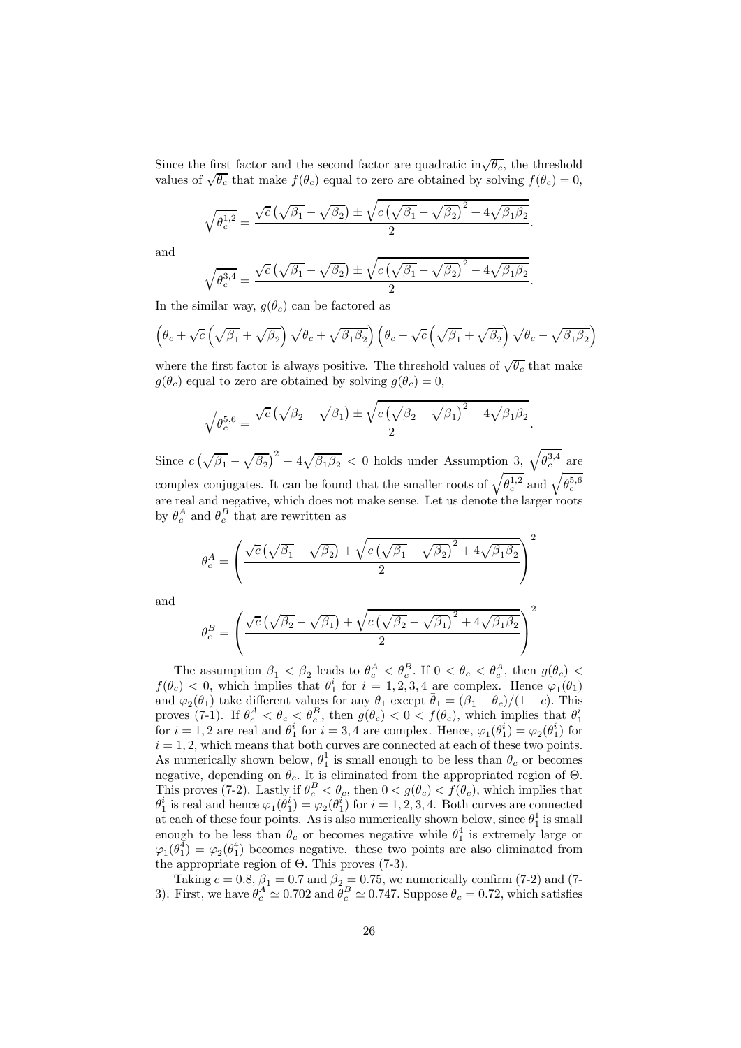Since the first factor and the second factor are quadratic in $\sqrt{\theta_c}$, the threshold values of $\sqrt{\theta_c}$ that make $f(\theta_c)$ equal to zero are obtained by solving $f(\theta_c) = 0$,

$$\sqrt{\theta_c^{1,2}} = \frac{\sqrt{c}\left(\sqrt{\beta_1} - \sqrt{\beta_2}\right) \pm \sqrt{c\left(\sqrt{\beta_1} - \sqrt{\beta_2}\right)^2 + 4\sqrt{\beta_1 \beta_2}}}{2}.$$

and

$$\sqrt{\theta_c^{3,4}} = \frac{\sqrt{c}\left(\sqrt{\beta_1} - \sqrt{\beta_2}\right) \pm \sqrt{c\left(\sqrt{\beta_1} - \sqrt{\beta_2}\right)^2 - 4\sqrt{\beta_1 \beta_2}}}{2}.$$

In the similar way, $g(\theta_c)$ can be factored as

$$\left(\theta_c + \sqrt{c}\left(\sqrt{\beta_1} + \sqrt{\beta_2}\right)\sqrt{\theta_c} + \sqrt{\beta_1 \beta_2}\right)\left(\theta_c - \sqrt{c}\left(\sqrt{\beta_1} + \sqrt{\beta_2}\right)\sqrt{\theta_c} - \sqrt{\beta_1 \beta_2}\right)$$

where the first factor is always positive. The threshold values of $\sqrt{\theta_c}$ that make $g(\theta_c)$ equal to zero are obtained by solving $g(\theta_c) = 0$,

$$\sqrt{\theta_c^{5,6}} = \frac{\sqrt{c}\left(\sqrt{\beta_2} - \sqrt{\beta_1}\right) \pm \sqrt{c\left(\sqrt{\beta_2} - \sqrt{\beta_1}\right)^2 + 4\sqrt{\beta_1 \beta_2}}}{2}.$$

Since $c\left(\sqrt{\beta_1} - \sqrt{\beta_2}\right)^2 - 4\sqrt{\beta_1 \beta_2} < 0$ holds under Assumption 3, $\sqrt{\theta_c^{3,4}}$ are complex conjugates. It can be found that the smaller roots of $\sqrt{\theta_c^{1,2}}$ and $\sqrt{\theta_c^{5,6}}$ are real and negative, which does not make sense. Let us denote the larger roots by $\theta_c^A$ and $\theta_c^B$ that are rewritten as

$$\theta_c^A = \left(\frac{\sqrt{c}\left(\sqrt{\beta_1} - \sqrt{\beta_2}\right) + \sqrt{c\left(\sqrt{\beta_1} - \sqrt{\beta_2}\right)^2 + 4\sqrt{\beta_1 \beta_2}}}{2}\right)^2$$

and

$$\theta_c^B = \left(\frac{\sqrt{c}\left(\sqrt{\beta_2} - \sqrt{\beta_1}\right) + \sqrt{c\left(\sqrt{\beta_2} - \sqrt{\beta_1}\right)^2 + 4\sqrt{\beta_1 \beta_2}}}{2}\right)^2$$

The assumption $\beta_1 < \beta_2$ leads to $\theta_c^A < \theta_c^B$. If $0 < \theta_c < \theta_c^A$, then $g(\theta_c) < f(\theta_c) < 0$, which implies that $\theta_1^i$ for $i = 1, 2, 3, 4$ are complex. Hence $\varphi_1(\theta_1)$ and $\varphi_2(\theta_1)$ take different values for any $\theta_1$ except $\bar{\theta}_1 = (\beta_1 - \theta_c)/(1 - c)$. This proves (7-1). If $\theta_c^A < \theta_c < \theta_c^B$, then $g(\theta_c) < 0 < f(\theta_c)$, which implies that $\theta_1^i$ for $i = 1, 2$ are real and $\theta_1^i$ for $i = 3, 4$ are complex. Hence, $\varphi_1(\theta_1^i) = \varphi_2(\theta_1^i)$ for $i = 1, 2$, which means that both curves are connected at each of these two points. As numerically shown below, $\theta_1^1$ is small enough to be less than $\theta_c$ or becomes negative, depending on $\theta_c$. It is eliminated from the appropriated region of $\Theta$. This proves (7-2). Lastly if $\theta_c^B < \theta_c$, then $0 < g(\theta_c) < f(\theta_c)$, which implies that $\theta_1^i$ is real and hence $\varphi_1(\theta_1^i) = \varphi_2(\theta_1^i)$ for $i = 1, 2, 3, 4$. Both curves are connected at each of these four points. As is also numerically shown below, since $\theta_1^1$ is small enough to be less than $\theta_c$ or becomes negative while $\theta_1^4$ is extremely large or $\varphi_1(\theta_1^4) = \varphi_2(\theta_1^4)$ becomes negative. these two points are also eliminated from the appropriate region of $\Theta$. This proves (7-3).

Taking $c = 0.8$, $\beta_1 = 0.7$ and $\beta_2 = 0.75$, we numerically confirm (7-2) and (7-3). First, we have $\theta_c^A \simeq 0.702$ and $\theta_c^B \simeq 0.747$. Suppose $\theta_c = 0.72$, which satisfies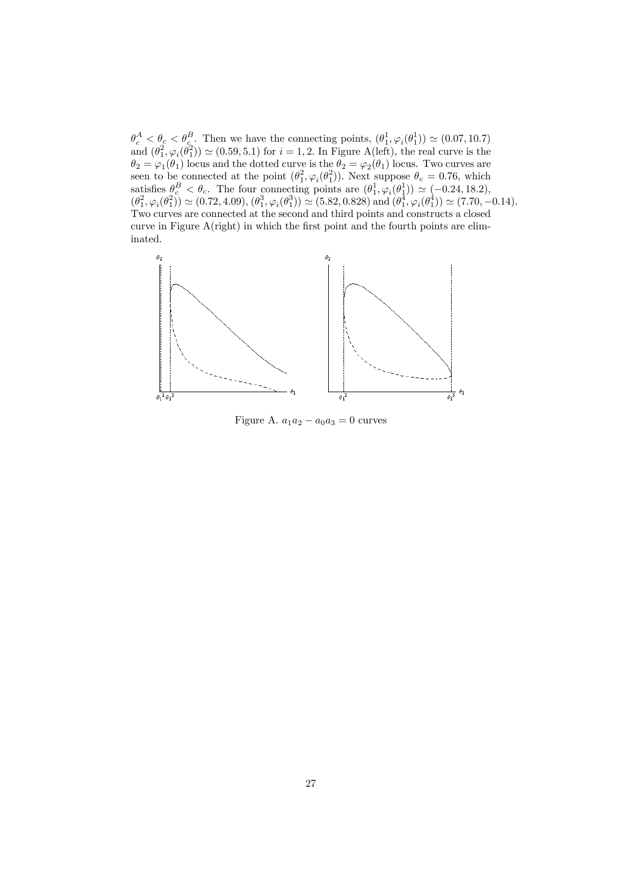$\theta_c^A < \theta_c < \theta_c^B$. Then we have the connecting points, $(\theta_1^1, \varphi_i(\theta_1^1)) \simeq (0.07, 10.7)$ and $(\theta_1^2, \varphi_i(\theta_1^2)) \simeq (0.59, 5.1)$ for $i = 1, 2$. In Figure A(left), the real curve is the $\theta_2 = \varphi_1(\theta_1)$ locus and the dotted curve is the $\theta_2 = \varphi_2(\theta_1)$ locus. Two curves are seen to be connected at the point $(\theta_1^2, \varphi_i(\theta_1^2))$. Next suppose $\theta_c = 0.76$, which satisfies $\theta_c^B < \theta_c$. The four connecting points are $(\theta_1^1, \varphi_i(\theta_1^1)) \simeq (-0.24, 18.2)$, $(\theta_1^2, \varphi_i(\theta_1^2)) \simeq (0.72, 4.09)$, $(\theta_1^3, \varphi_i(\theta_1^3)) \simeq (5.82, 0.828)$ and $(\theta_1^4, \varphi_i(\theta_1^4)) \simeq (7.70, -0.14)$. Two curves are connected at the second and third points and constructs a closed curve in Figure A(right) in which the first point and the fourth points are eliminated.

Figure A. $a_1a_2 - a_0a_3 = 0$ curves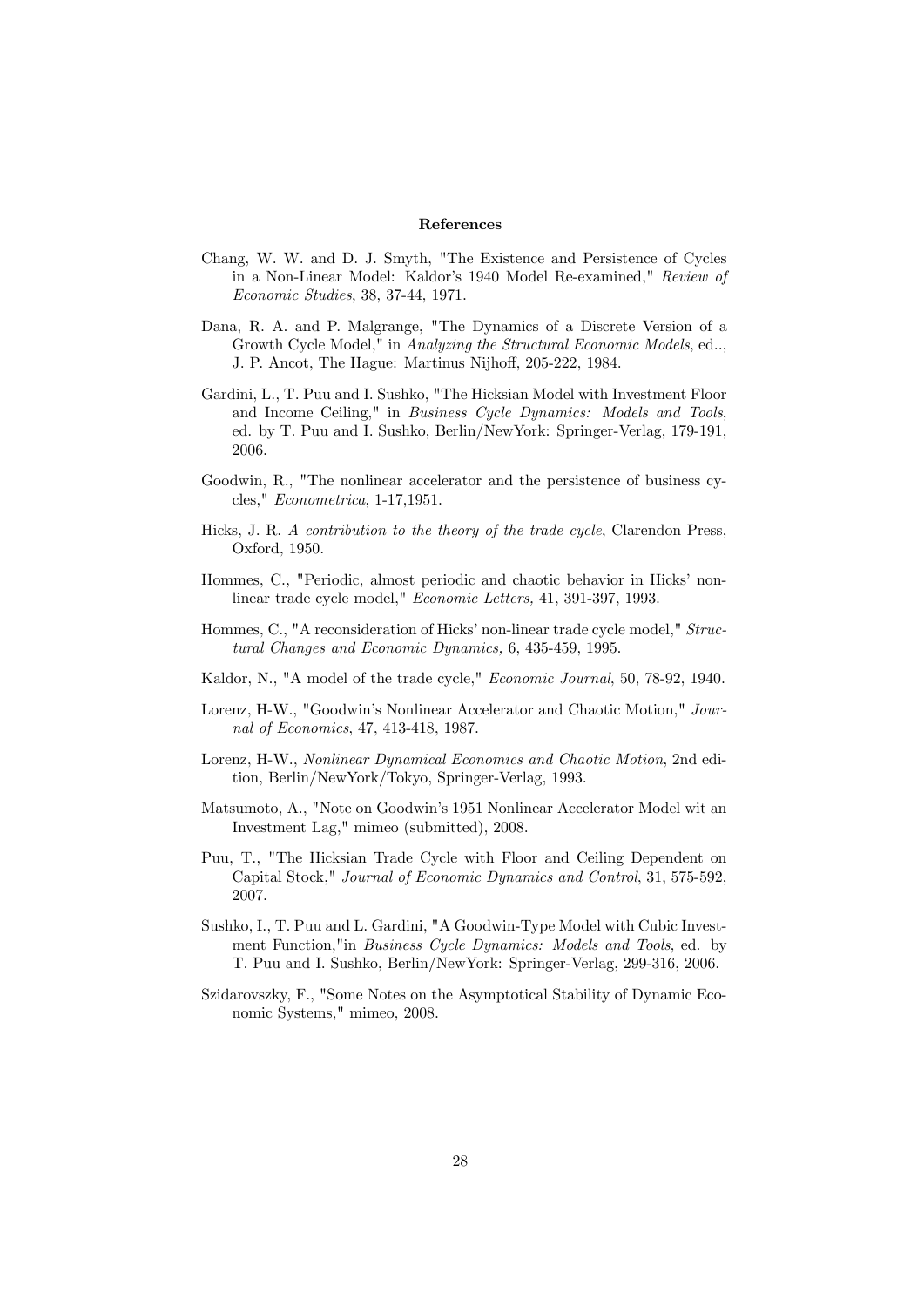# References

Chang, W. W. and D. J. Smyth, "The Existence and Persistence of Cycles in a Non-Linear Model: Kaldor's 1940 Model Re-examined," *Review of Economic Studies*, 38, 37-44, 1971.

Dana, R. A. and P. Malgrange, "The Dynamics of a Discrete Version of a Growth Cycle Model," in *Analyzing the Structural Economic Models*, ed.., J. P. Ancot, The Hague: Martinus Nijhoff, 205-222, 1984.

Gardini, L., T. Puu and I. Sushko, "The Hicksian Model with Investment Floor and Income Ceiling," in *Business Cycle Dynamics: Models and Tools*, ed. by T. Puu and I. Sushko, Berlin/NewYork: Springer-Verlag, 179-191, 2006.

Goodwin, R., "The nonlinear accelerator and the persistence of business cycles," *Econometrica*, 1-17,1951.

Hicks, J. R. *A contribution to the theory of the trade cycle*, Clarendon Press, Oxford, 1950.

Hommes, C., "Periodic, almost periodic and chaotic behavior in Hicks' nonlinear trade cycle model," *Economic Letters,* 41, 391-397, 1993.

Hommes, C., "A reconsideration of Hicks' non-linear trade cycle model," *Structural Changes and Economic Dynamics,* 6, 435-459, 1995.

Kaldor, N., "A model of the trade cycle," *Economic Journal*, 50, 78-92, 1940.

Lorenz, H-W., "Goodwin's Nonlinear Accelerator and Chaotic Motion," *Journal of Economics*, 47, 413-418, 1987.

Lorenz, H-W., *Nonlinear Dynamical Economics and Chaotic Motion*, 2nd edition, Berlin/NewYork/Tokyo, Springer-Verlag, 1993.

Matsumoto, A., "Note on Goodwin's 1951 Nonlinear Accelerator Model wit an Investment Lag," mimeo (submitted), 2008.

Puu, T., "The Hicksian Trade Cycle with Floor and Ceiling Dependent on Capital Stock," *Journal of Economic Dynamics and Control*, 31, 575-592, 2007.

Sushko, I., T. Puu and L. Gardini, "A Goodwin-Type Model with Cubic Investment Function,"in *Business Cycle Dynamics: Models and Tools*, ed. by T. Puu and I. Sushko, Berlin/NewYork: Springer-Verlag, 299-316, 2006.

Szidarovszky, F., "Some Notes on the Asymptotical Stability of Dynamic Economic Systems," mimeo, 2008.